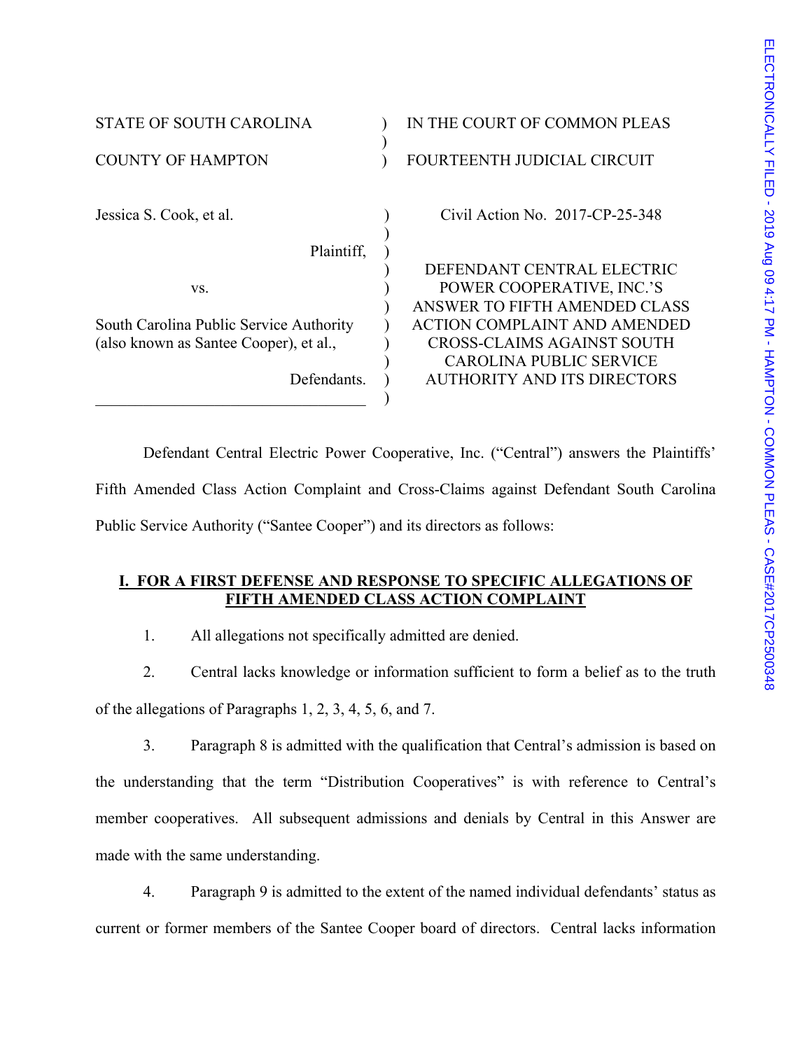STATE OF SOUTH CAROLINA ) IN THE COURT OF COMMON PLEAS
)
COUNTY OF HAMPTON ) FOURTEENTH JUDICIAL CIRCUIT

Jessica S. Cook, et al. ) Civil Action No. 2017-CP-25-348
)
Plaintiff, )
)
vs. )
)
South Carolina Public Service Authority )
(also known as Santee Cooper), et al., )
)
Defendants. )
)

DEFENDANT CENTRAL ELECTRIC POWER COOPERATIVE, INC.'S ANSWER TO FIFTH AMENDED CLASS ACTION COMPLAINT AND AMENDED CROSS-CLAIMS AGAINST SOUTH CAROLINA PUBLIC SERVICE AUTHORITY AND ITS DIRECTORS

Defendant Central Electric Power Cooperative, Inc. ("Central") answers the Plaintiffs' Fifth Amended Class Action Complaint and Cross-Claims against Defendant South Carolina Public Service Authority ("Santee Cooper") and its directors as follows:

## I. FOR A FIRST DEFENSE AND RESPONSE TO SPECIFIC ALLEGATIONS OF FIFTH AMENDED CLASS ACTION COMPLAINT

1. All allegations not specifically admitted are denied.

2. Central lacks knowledge or information sufficient to form a belief as to the truth of the allegations of Paragraphs 1, 2, 3, 4, 5, 6, and 7.

3. Paragraph 8 is admitted with the qualification that Central's admission is based on the understanding that the term "Distribution Cooperatives" is with reference to Central's member cooperatives. All subsequent admissions and denials by Central in this Answer are made with the same understanding.

4. Paragraph 9 is admitted to the extent of the named individual defendants' status as current or former members of the Santee Cooper board of directors. Central lacks information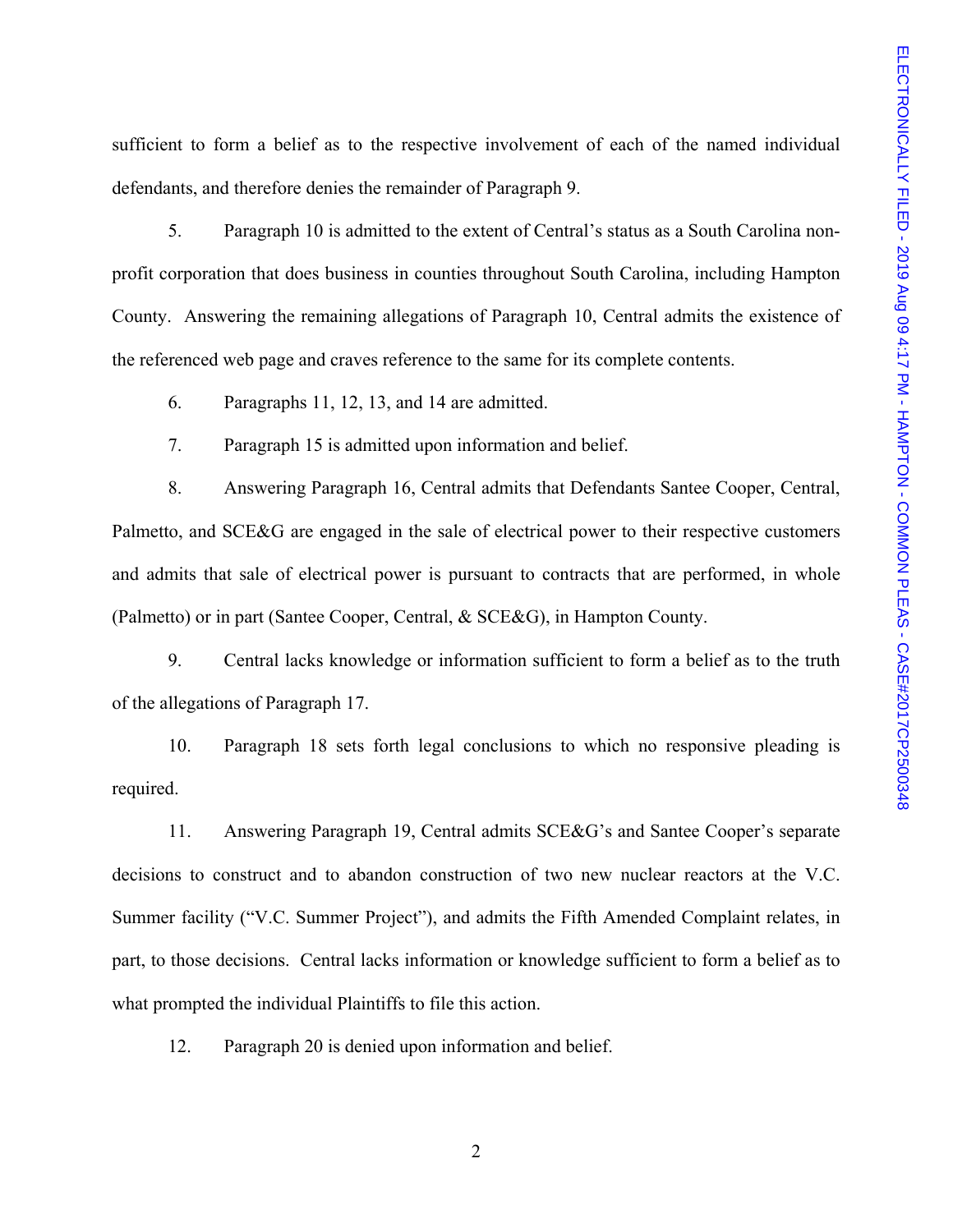sufficient to form a belief as to the respective involvement of each of the named individual defendants, and therefore denies the remainder of Paragraph 9.

5. Paragraph 10 is admitted to the extent of Central's status as a South Carolina non-profit corporation that does business in counties throughout South Carolina, including Hampton County. Answering the remaining allegations of Paragraph 10, Central admits the existence of the referenced web page and craves reference to the same for its complete contents.

6. Paragraphs 11, 12, 13, and 14 are admitted.

7. Paragraph 15 is admitted upon information and belief.

8. Answering Paragraph 16, Central admits that Defendants Santee Cooper, Central, Palmetto, and SCE&G are engaged in the sale of electrical power to their respective customers and admits that sale of electrical power is pursuant to contracts that are performed, in whole (Palmetto) or in part (Santee Cooper, Central, & SCE&G), in Hampton County.

9. Central lacks knowledge or information sufficient to form a belief as to the truth of the allegations of Paragraph 17.

10. Paragraph 18 sets forth legal conclusions to which no responsive pleading is required.

11. Answering Paragraph 19, Central admits SCE&G's and Santee Cooper's separate decisions to construct and to abandon construction of two new nuclear reactors at the V.C. Summer facility ("V.C. Summer Project"), and admits the Fifth Amended Complaint relates, in part, to those decisions. Central lacks information or knowledge sufficient to form a belief as to what prompted the individual Plaintiffs to file this action.

12. Paragraph 20 is denied upon information and belief.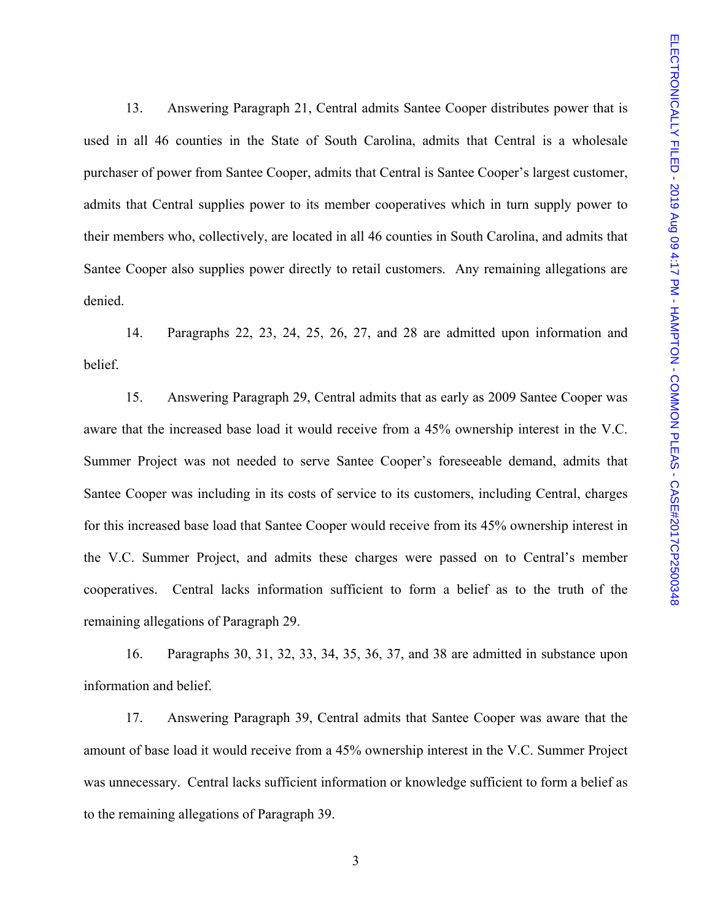13. Answering Paragraph 21, Central admits Santee Cooper distributes power that is used in all 46 counties in the State of South Carolina, admits that Central is a wholesale purchaser of power from Santee Cooper, admits that Central is Santee Cooper's largest customer, admits that Central supplies power to its member cooperatives which in turn supply power to their members who, collectively, are located in all 46 counties in South Carolina, and admits that Santee Cooper also supplies power directly to retail customers. Any remaining allegations are denied.

14. Paragraphs 22, 23, 24, 25, 26, 27, and 28 are admitted upon information and belief.

15. Answering Paragraph 29, Central admits that as early as 2009 Santee Cooper was aware that the increased base load it would receive from a 45% ownership interest in the V.C. Summer Project was not needed to serve Santee Cooper's foreseeable demand, admits that Santee Cooper was including in its costs of service to its customers, including Central, charges for this increased base load that Santee Cooper would receive from its 45% ownership interest in the V.C. Summer Project, and admits these charges were passed on to Central's member cooperatives. Central lacks information sufficient to form a belief as to the truth of the remaining allegations of Paragraph 29.

16. Paragraphs 30, 31, 32, 33, 34, 35, 36, 37, and 38 are admitted in substance upon information and belief.

17. Answering Paragraph 39, Central admits that Santee Cooper was aware that the amount of base load it would receive from a 45% ownership interest in the V.C. Summer Project was unnecessary. Central lacks sufficient information or knowledge sufficient to form a belief as to the remaining allegations of Paragraph 39.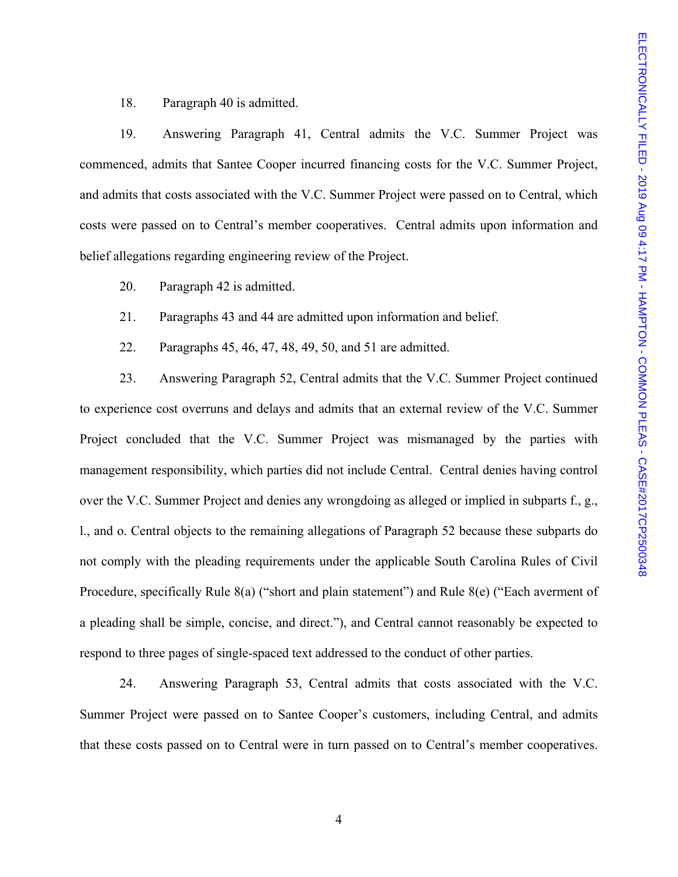18. Paragraph 40 is admitted.

19. Answering Paragraph 41, Central admits the V.C. Summer Project was commenced, admits that Santee Cooper incurred financing costs for the V.C. Summer Project, and admits that costs associated with the V.C. Summer Project were passed on to Central, which costs were passed on to Central's member cooperatives. Central admits upon information and belief allegations regarding engineering review of the Project.

20. Paragraph 42 is admitted.

21. Paragraphs 43 and 44 are admitted upon information and belief.

22. Paragraphs 45, 46, 47, 48, 49, 50, and 51 are admitted.

23. Answering Paragraph 52, Central admits that the V.C. Summer Project continued to experience cost overruns and delays and admits that an external review of the V.C. Summer Project concluded that the V.C. Summer Project was mismanaged by the parties with management responsibility, which parties did not include Central. Central denies having control over the V.C. Summer Project and denies any wrongdoing as alleged or implied in subparts f., g., l., and o. Central objects to the remaining allegations of Paragraph 52 because these subparts do not comply with the pleading requirements under the applicable South Carolina Rules of Civil Procedure, specifically Rule 8(a) ("short and plain statement") and Rule 8(e) ("Each averment of a pleading shall be simple, concise, and direct."), and Central cannot reasonably be expected to respond to three pages of single-spaced text addressed to the conduct of other parties.

24. Answering Paragraph 53, Central admits that costs associated with the V.C. Summer Project were passed on to Santee Cooper's customers, including Central, and admits that these costs passed on to Central were in turn passed on to Central's member cooperatives.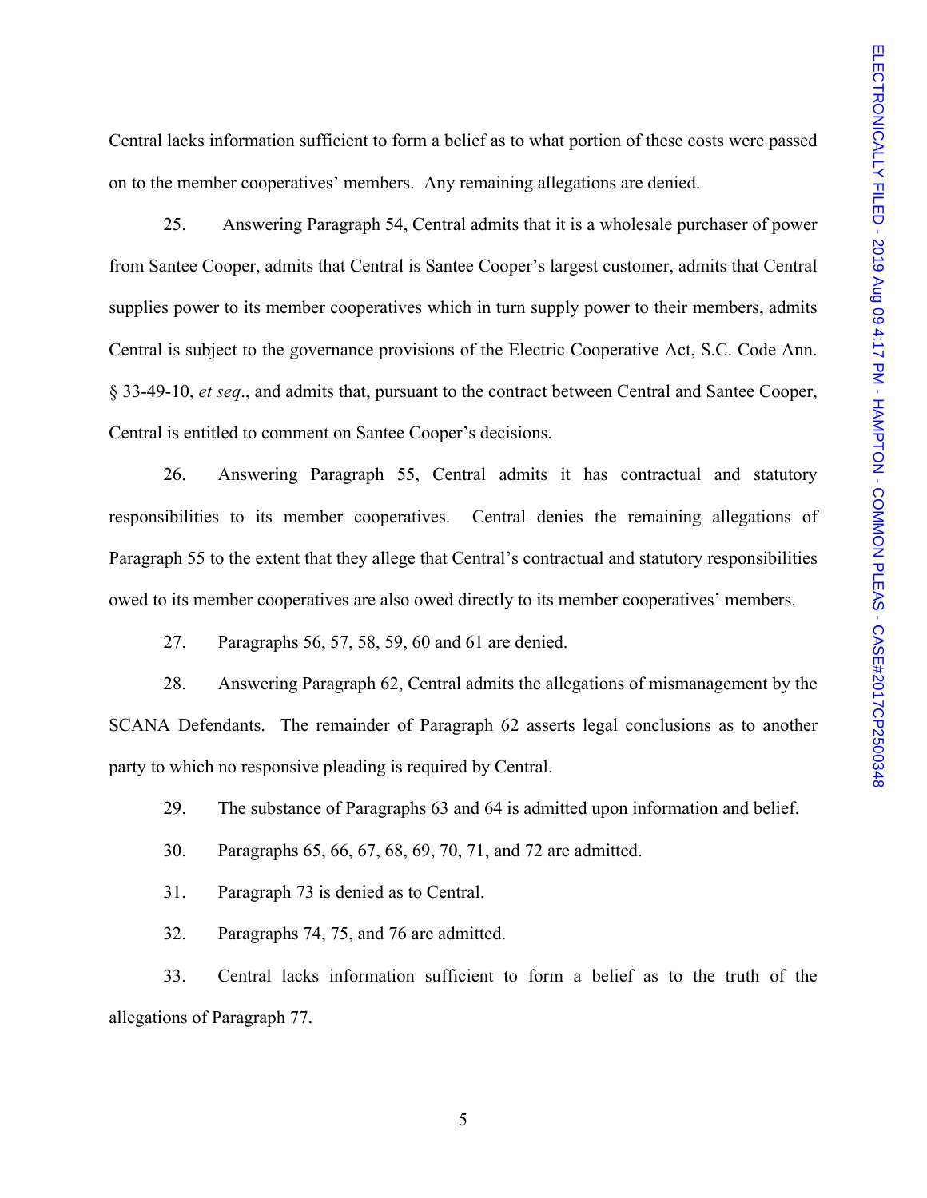Central lacks information sufficient to form a belief as to what portion of these costs were passed on to the member cooperatives' members. Any remaining allegations are denied.

25. Answering Paragraph 54, Central admits that it is a wholesale purchaser of power from Santee Cooper, admits that Central is Santee Cooper's largest customer, admits that Central supplies power to its member cooperatives which in turn supply power to their members, admits Central is subject to the governance provisions of the Electric Cooperative Act, S.C. Code Ann. § 33-49-10, *et seq*., and admits that, pursuant to the contract between Central and Santee Cooper, Central is entitled to comment on Santee Cooper's decisions.

26. Answering Paragraph 55, Central admits it has contractual and statutory responsibilities to its member cooperatives. Central denies the remaining allegations of Paragraph 55 to the extent that they allege that Central's contractual and statutory responsibilities owed to its member cooperatives are also owed directly to its member cooperatives' members.

27. Paragraphs 56, 57, 58, 59, 60 and 61 are denied.

28. Answering Paragraph 62, Central admits the allegations of mismanagement by the SCANA Defendants. The remainder of Paragraph 62 asserts legal conclusions as to another party to which no responsive pleading is required by Central.

29. The substance of Paragraphs 63 and 64 is admitted upon information and belief.

30. Paragraphs 65, 66, 67, 68, 69, 70, 71, and 72 are admitted.

31. Paragraph 73 is denied as to Central.

32. Paragraphs 74, 75, and 76 are admitted.

33. Central lacks information sufficient to form a belief as to the truth of the allegations of Paragraph 77.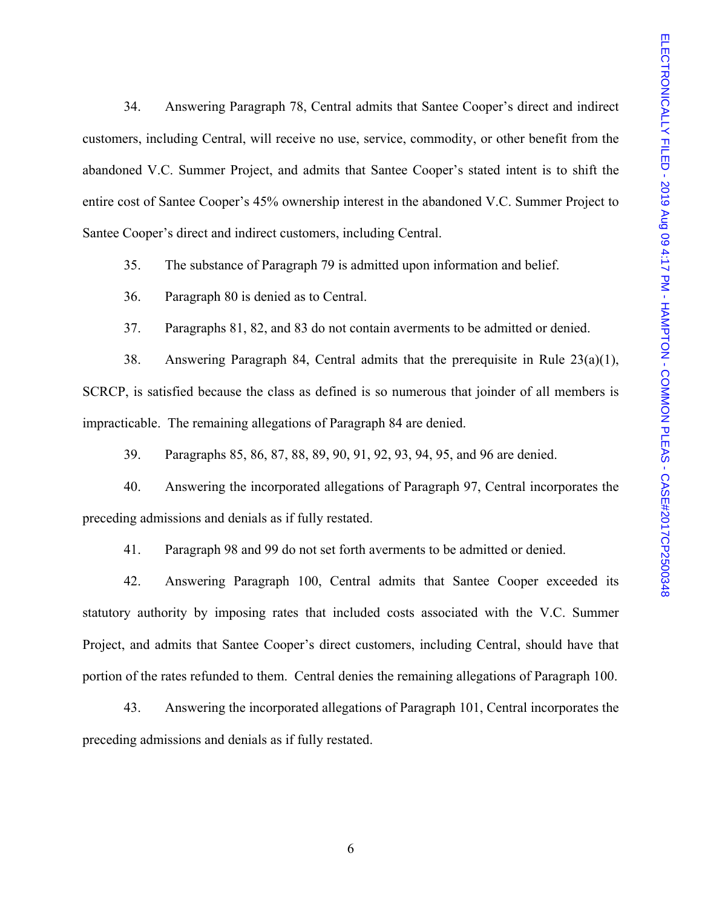34. Answering Paragraph 78, Central admits that Santee Cooper's direct and indirect customers, including Central, will receive no use, service, commodity, or other benefit from the abandoned V.C. Summer Project, and admits that Santee Cooper's stated intent is to shift the entire cost of Santee Cooper's 45% ownership interest in the abandoned V.C. Summer Project to Santee Cooper's direct and indirect customers, including Central.

35. The substance of Paragraph 79 is admitted upon information and belief.

36. Paragraph 80 is denied as to Central.

37. Paragraphs 81, 82, and 83 do not contain averments to be admitted or denied.

38. Answering Paragraph 84, Central admits that the prerequisite in Rule 23(a)(1), SCRCP, is satisfied because the class as defined is so numerous that joinder of all members is impracticable. The remaining allegations of Paragraph 84 are denied.

39. Paragraphs 85, 86, 87, 88, 89, 90, 91, 92, 93, 94, 95, and 96 are denied.

40. Answering the incorporated allegations of Paragraph 97, Central incorporates the preceding admissions and denials as if fully restated.

41. Paragraph 98 and 99 do not set forth averments to be admitted or denied.

42. Answering Paragraph 100, Central admits that Santee Cooper exceeded its statutory authority by imposing rates that included costs associated with the V.C. Summer Project, and admits that Santee Cooper's direct customers, including Central, should have that portion of the rates refunded to them. Central denies the remaining allegations of Paragraph 100.

43. Answering the incorporated allegations of Paragraph 101, Central incorporates the preceding admissions and denials as if fully restated.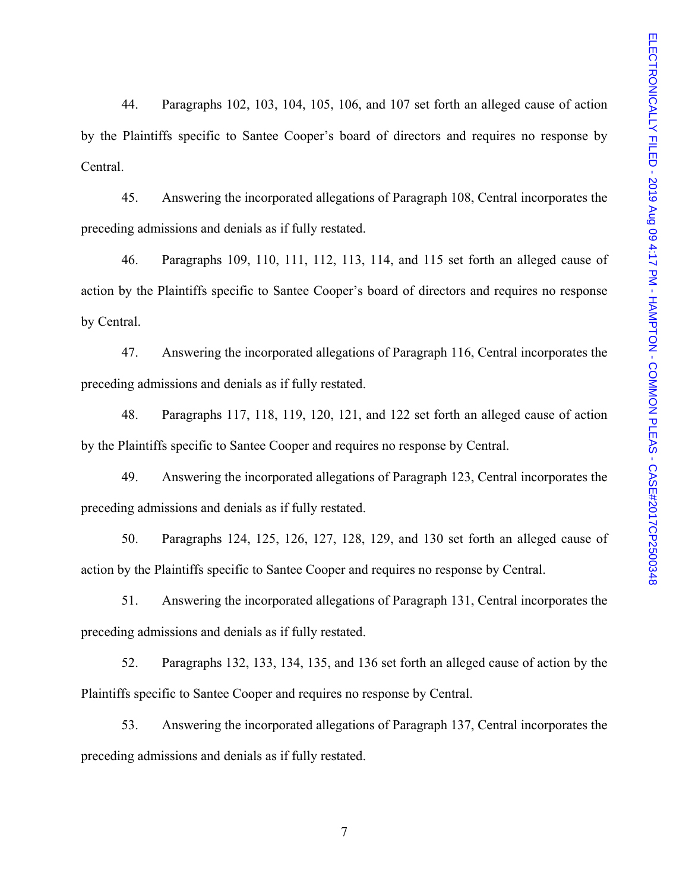44. Paragraphs 102, 103, 104, 105, 106, and 107 set forth an alleged cause of action by the Plaintiffs specific to Santee Cooper's board of directors and requires no response by Central.

45. Answering the incorporated allegations of Paragraph 108, Central incorporates the preceding admissions and denials as if fully restated.

46. Paragraphs 109, 110, 111, 112, 113, 114, and 115 set forth an alleged cause of action by the Plaintiffs specific to Santee Cooper's board of directors and requires no response by Central.

47. Answering the incorporated allegations of Paragraph 116, Central incorporates the preceding admissions and denials as if fully restated.

48. Paragraphs 117, 118, 119, 120, 121, and 122 set forth an alleged cause of action by the Plaintiffs specific to Santee Cooper and requires no response by Central.

49. Answering the incorporated allegations of Paragraph 123, Central incorporates the preceding admissions and denials as if fully restated.

50. Paragraphs 124, 125, 126, 127, 128, 129, and 130 set forth an alleged cause of action by the Plaintiffs specific to Santee Cooper and requires no response by Central.

51. Answering the incorporated allegations of Paragraph 131, Central incorporates the preceding admissions and denials as if fully restated.

52. Paragraphs 132, 133, 134, 135, and 136 set forth an alleged cause of action by the Plaintiffs specific to Santee Cooper and requires no response by Central.

53. Answering the incorporated allegations of Paragraph 137, Central incorporates the preceding admissions and denials as if fully restated.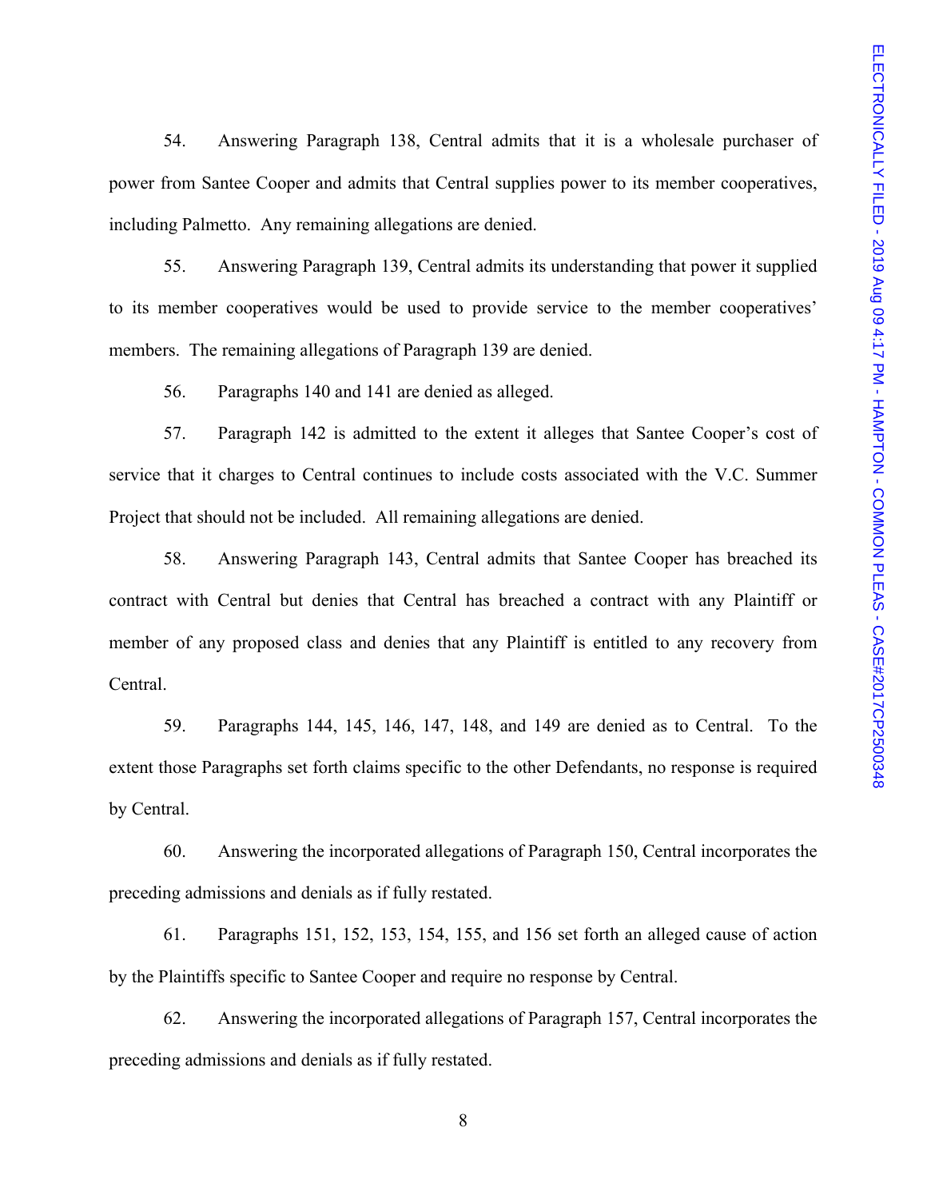54. Answering Paragraph 138, Central admits that it is a wholesale purchaser of power from Santee Cooper and admits that Central supplies power to its member cooperatives, including Palmetto. Any remaining allegations are denied.

55. Answering Paragraph 139, Central admits its understanding that power it supplied to its member cooperatives would be used to provide service to the member cooperatives' members. The remaining allegations of Paragraph 139 are denied.

56. Paragraphs 140 and 141 are denied as alleged.

57. Paragraph 142 is admitted to the extent it alleges that Santee Cooper's cost of service that it charges to Central continues to include costs associated with the V.C. Summer Project that should not be included. All remaining allegations are denied.

58. Answering Paragraph 143, Central admits that Santee Cooper has breached its contract with Central but denies that Central has breached a contract with any Plaintiff or member of any proposed class and denies that any Plaintiff is entitled to any recovery from Central.

59. Paragraphs 144, 145, 146, 147, 148, and 149 are denied as to Central. To the extent those Paragraphs set forth claims specific to the other Defendants, no response is required by Central.

60. Answering the incorporated allegations of Paragraph 150, Central incorporates the preceding admissions and denials as if fully restated.

61. Paragraphs 151, 152, 153, 154, 155, and 156 set forth an alleged cause of action by the Plaintiffs specific to Santee Cooper and require no response by Central.

62. Answering the incorporated allegations of Paragraph 157, Central incorporates the preceding admissions and denials as if fully restated.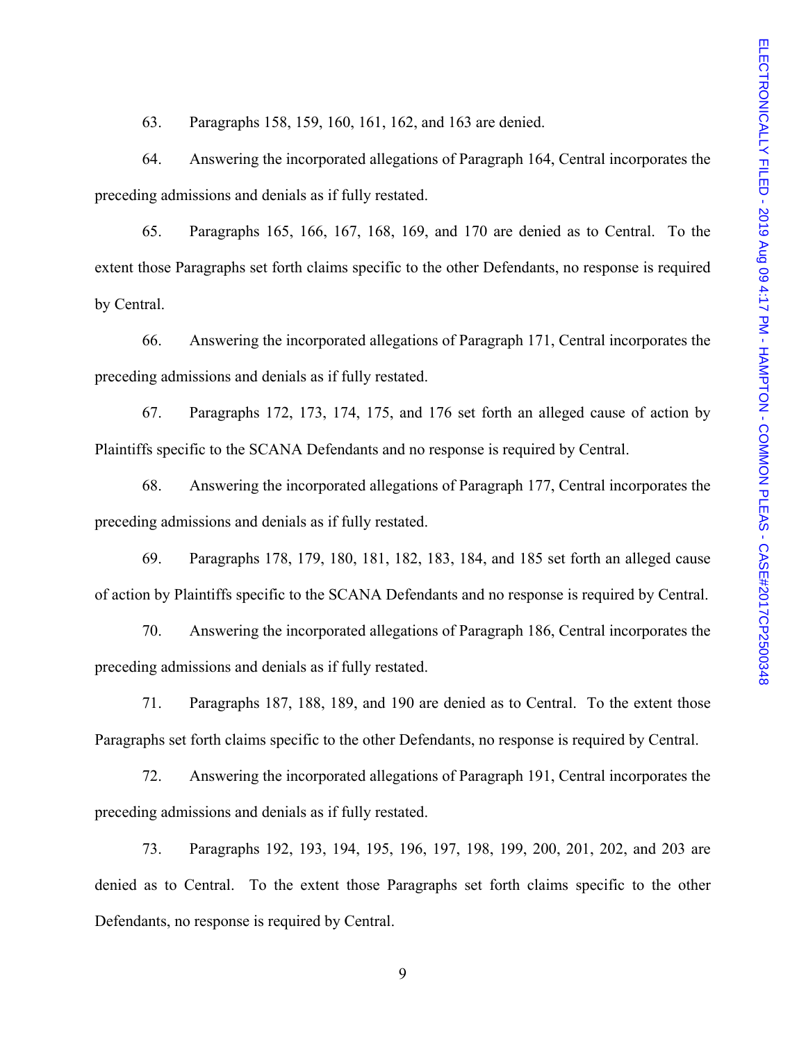63. Paragraphs 158, 159, 160, 161, 162, and 163 are denied.

64. Answering the incorporated allegations of Paragraph 164, Central incorporates the preceding admissions and denials as if fully restated.

65. Paragraphs 165, 166, 167, 168, 169, and 170 are denied as to Central. To the extent those Paragraphs set forth claims specific to the other Defendants, no response is required by Central.

66. Answering the incorporated allegations of Paragraph 171, Central incorporates the preceding admissions and denials as if fully restated.

67. Paragraphs 172, 173, 174, 175, and 176 set forth an alleged cause of action by Plaintiffs specific to the SCANA Defendants and no response is required by Central.

68. Answering the incorporated allegations of Paragraph 177, Central incorporates the preceding admissions and denials as if fully restated.

69. Paragraphs 178, 179, 180, 181, 182, 183, 184, and 185 set forth an alleged cause of action by Plaintiffs specific to the SCANA Defendants and no response is required by Central.

70. Answering the incorporated allegations of Paragraph 186, Central incorporates the preceding admissions and denials as if fully restated.

71. Paragraphs 187, 188, 189, and 190 are denied as to Central. To the extent those Paragraphs set forth claims specific to the other Defendants, no response is required by Central.

72. Answering the incorporated allegations of Paragraph 191, Central incorporates the preceding admissions and denials as if fully restated.

73. Paragraphs 192, 193, 194, 195, 196, 197, 198, 199, 200, 201, 202, and 203 are denied as to Central. To the extent those Paragraphs set forth claims specific to the other Defendants, no response is required by Central.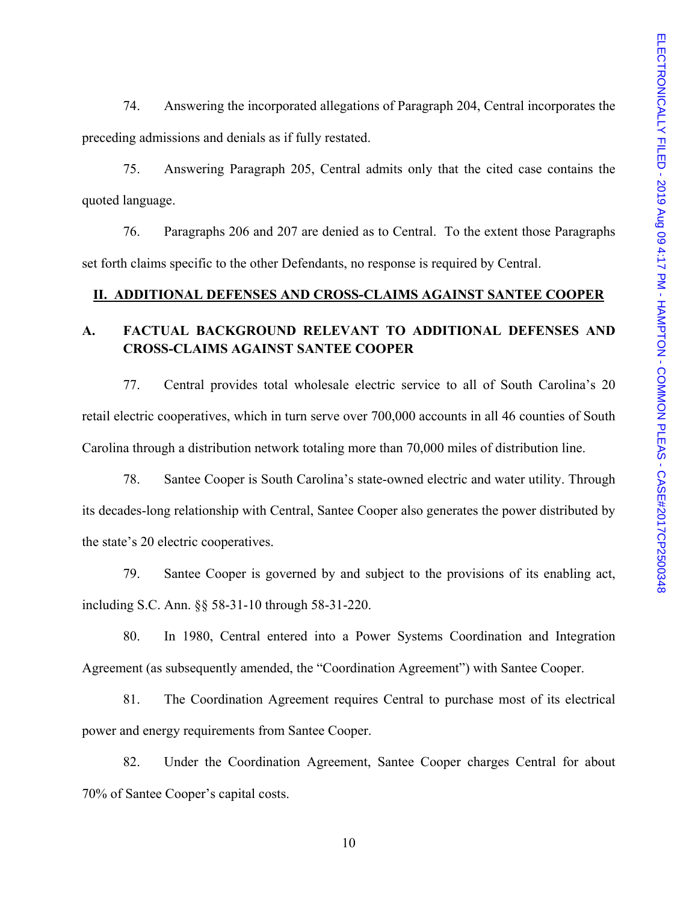74. Answering the incorporated allegations of Paragraph 204, Central incorporates the preceding admissions and denials as if fully restated.

75. Answering Paragraph 205, Central admits only that the cited case contains the quoted language.

76. Paragraphs 206 and 207 are denied as to Central. To the extent those Paragraphs set forth claims specific to the other Defendants, no response is required by Central.

## II. ADDITIONAL DEFENSES AND CROSS-CLAIMS AGAINST SANTEE COOPER

### A. FACTUAL BACKGROUND RELEVANT TO ADDITIONAL DEFENSES AND CROSS-CLAIMS AGAINST SANTEE COOPER

77. Central provides total wholesale electric service to all of South Carolina's 20 retail electric cooperatives, which in turn serve over 700,000 accounts in all 46 counties of South Carolina through a distribution network totaling more than 70,000 miles of distribution line.

78. Santee Cooper is South Carolina's state-owned electric and water utility. Through its decades-long relationship with Central, Santee Cooper also generates the power distributed by the state's 20 electric cooperatives.

79. Santee Cooper is governed by and subject to the provisions of its enabling act, including S.C. Ann. §§ 58-31-10 through 58-31-220.

80. In 1980, Central entered into a Power Systems Coordination and Integration Agreement (as subsequently amended, the "Coordination Agreement") with Santee Cooper.

81. The Coordination Agreement requires Central to purchase most of its electrical power and energy requirements from Santee Cooper.

82. Under the Coordination Agreement, Santee Cooper charges Central for about 70% of Santee Cooper's capital costs.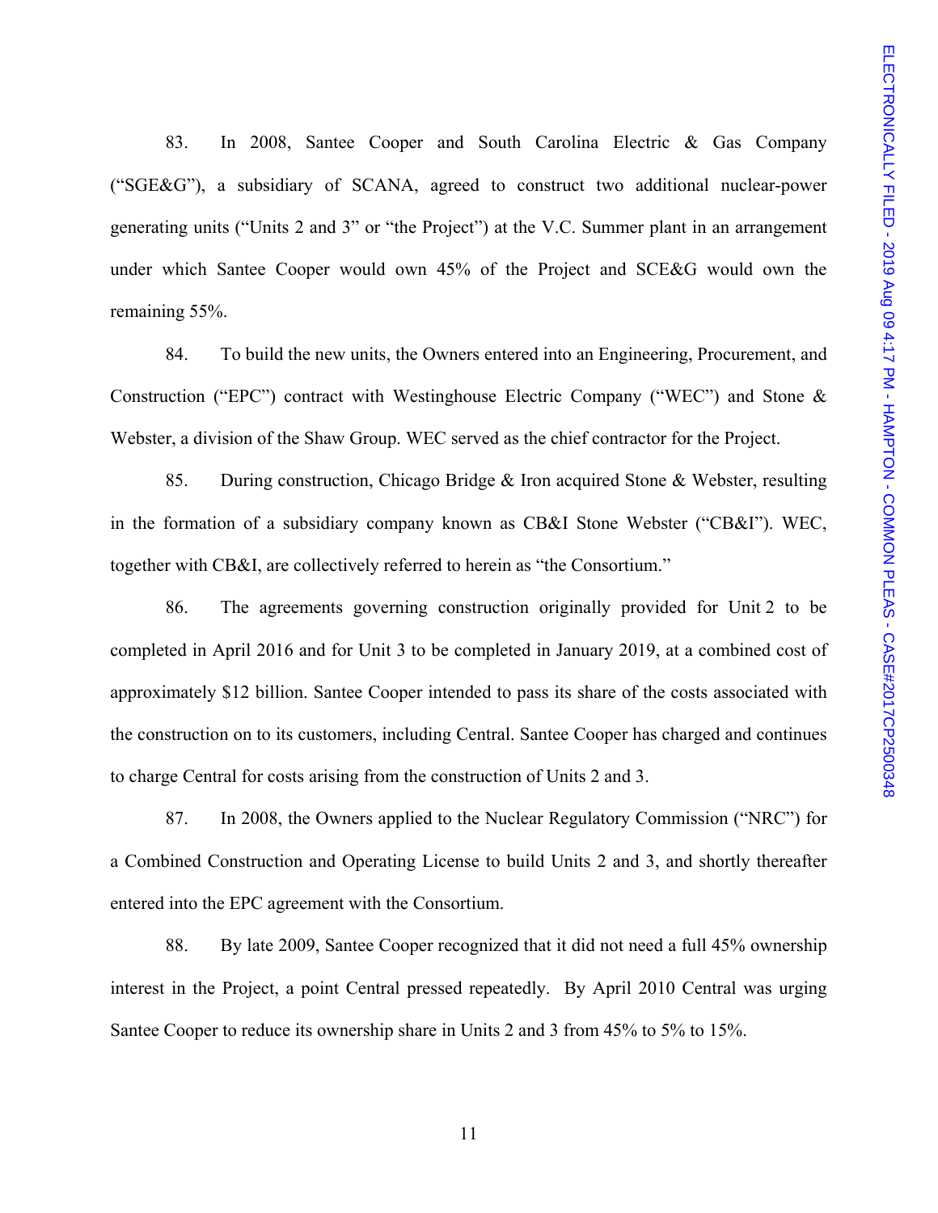83. In 2008, Santee Cooper and South Carolina Electric & Gas Company ("SGE&G"), a subsidiary of SCANA, agreed to construct two additional nuclear-power generating units ("Units 2 and 3" or "the Project") at the V.C. Summer plant in an arrangement under which Santee Cooper would own 45% of the Project and SCE&G would own the remaining 55%.

84. To build the new units, the Owners entered into an Engineering, Procurement, and Construction ("EPC") contract with Westinghouse Electric Company ("WEC") and Stone & Webster, a division of the Shaw Group. WEC served as the chief contractor for the Project.

85. During construction, Chicago Bridge & Iron acquired Stone & Webster, resulting in the formation of a subsidiary company known as CB&I Stone Webster ("CB&I"). WEC, together with CB&I, are collectively referred to herein as "the Consortium."

86. The agreements governing construction originally provided for Unit 2 to be completed in April 2016 and for Unit 3 to be completed in January 2019, at a combined cost of approximately $12 billion. Santee Cooper intended to pass its share of the costs associated with the construction on to its customers, including Central. Santee Cooper has charged and continues to charge Central for costs arising from the construction of Units 2 and 3.

87. In 2008, the Owners applied to the Nuclear Regulatory Commission ("NRC") for a Combined Construction and Operating License to build Units 2 and 3, and shortly thereafter entered into the EPC agreement with the Consortium.

88. By late 2009, Santee Cooper recognized that it did not need a full 45% ownership interest in the Project, a point Central pressed repeatedly. By April 2010 Central was urging Santee Cooper to reduce its ownership share in Units 2 and 3 from 45% to 5% to 15%.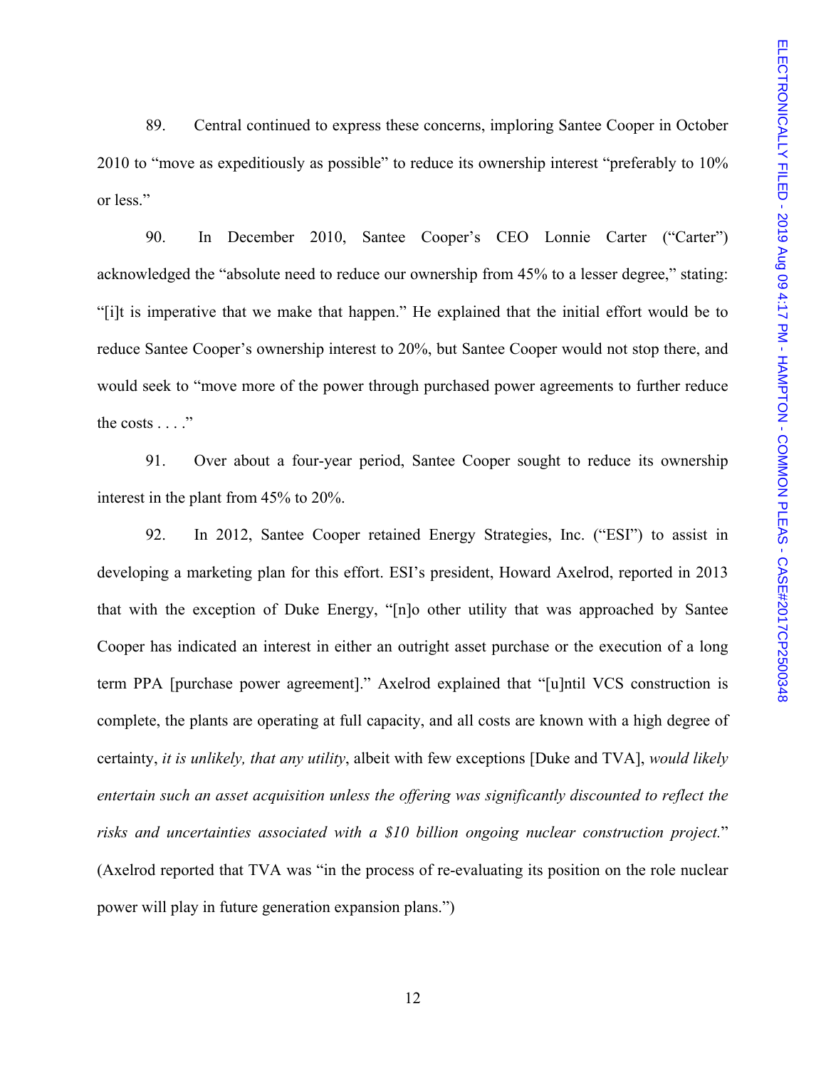89. Central continued to express these concerns, imploring Santee Cooper in October 2010 to "move as expeditiously as possible" to reduce its ownership interest "preferably to 10% or less."

90. In December 2010, Santee Cooper's CEO Lonnie Carter ("Carter") acknowledged the "absolute need to reduce our ownership from 45% to a lesser degree," stating: "[i]t is imperative that we make that happen." He explained that the initial effort would be to reduce Santee Cooper's ownership interest to 20%, but Santee Cooper would not stop there, and would seek to "move more of the power through purchased power agreements to further reduce the costs . . . ."

91. Over about a four-year period, Santee Cooper sought to reduce its ownership interest in the plant from 45% to 20%.

92. In 2012, Santee Cooper retained Energy Strategies, Inc. ("ESI") to assist in developing a marketing plan for this effort. ESI's president, Howard Axelrod, reported in 2013 that with the exception of Duke Energy, "[n]o other utility that was approached by Santee Cooper has indicated an interest in either an outright asset purchase or the execution of a long term PPA [purchase power agreement]." Axelrod explained that "[u]ntil VCS construction is complete, the plants are operating at full capacity, and all costs are known with a high degree of certainty, *it is unlikely, that any utility*, albeit with few exceptions [Duke and TVA], *would likely entertain such an asset acquisition unless the offering was significantly discounted to reflect the risks and uncertainties associated with a $10 billion ongoing nuclear construction project.*" (Axelrod reported that TVA was "in the process of re-evaluating its position on the role nuclear power will play in future generation expansion plans.")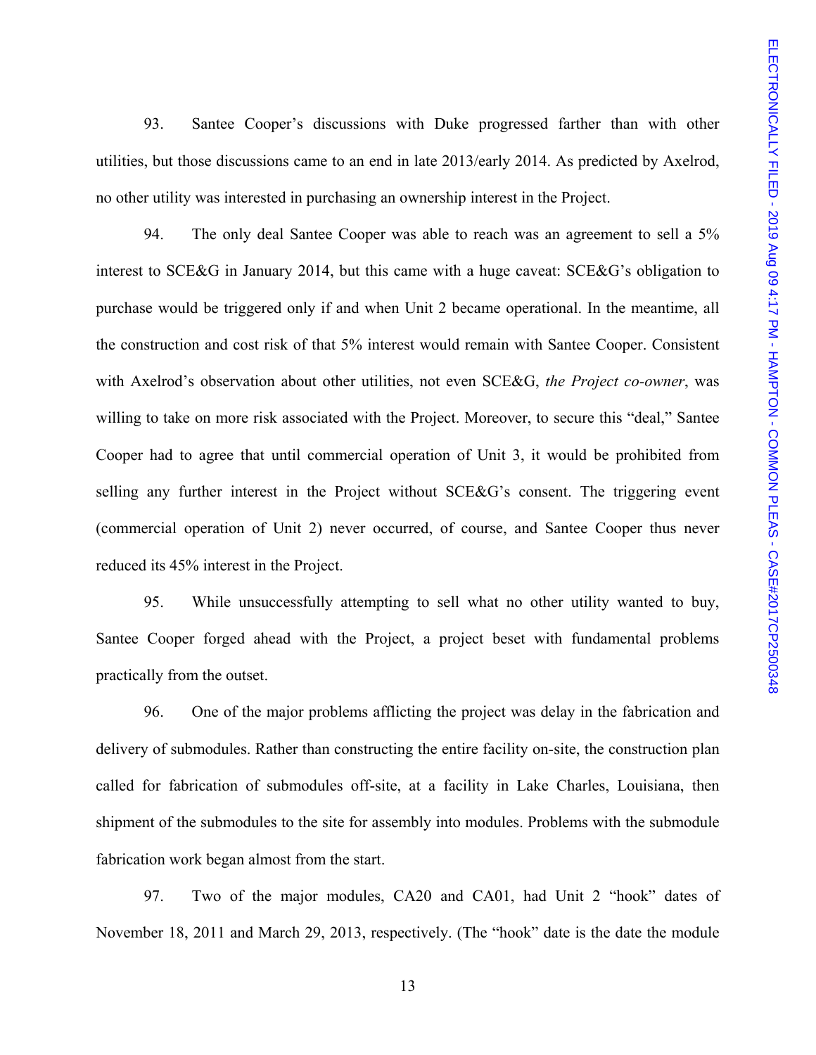93. Santee Cooper's discussions with Duke progressed farther than with other utilities, but those discussions came to an end in late 2013/early 2014. As predicted by Axelrod, no other utility was interested in purchasing an ownership interest in the Project.

94. The only deal Santee Cooper was able to reach was an agreement to sell a 5% interest to SCE&G in January 2014, but this came with a huge caveat: SCE&G's obligation to purchase would be triggered only if and when Unit 2 became operational. In the meantime, all the construction and cost risk of that 5% interest would remain with Santee Cooper. Consistent with Axelrod's observation about other utilities, not even SCE&G, *the Project co-owner*, was willing to take on more risk associated with the Project. Moreover, to secure this "deal," Santee Cooper had to agree that until commercial operation of Unit 3, it would be prohibited from selling any further interest in the Project without SCE&G's consent. The triggering event (commercial operation of Unit 2) never occurred, of course, and Santee Cooper thus never reduced its 45% interest in the Project.

95. While unsuccessfully attempting to sell what no other utility wanted to buy, Santee Cooper forged ahead with the Project, a project beset with fundamental problems practically from the outset.

96. One of the major problems afflicting the project was delay in the fabrication and delivery of submodules. Rather than constructing the entire facility on-site, the construction plan called for fabrication of submodules off-site, at a facility in Lake Charles, Louisiana, then shipment of the submodules to the site for assembly into modules. Problems with the submodule fabrication work began almost from the start.

97. Two of the major modules, CA20 and CA01, had Unit 2 "hook" dates of November 18, 2011 and March 29, 2013, respectively. (The "hook" date is the date the module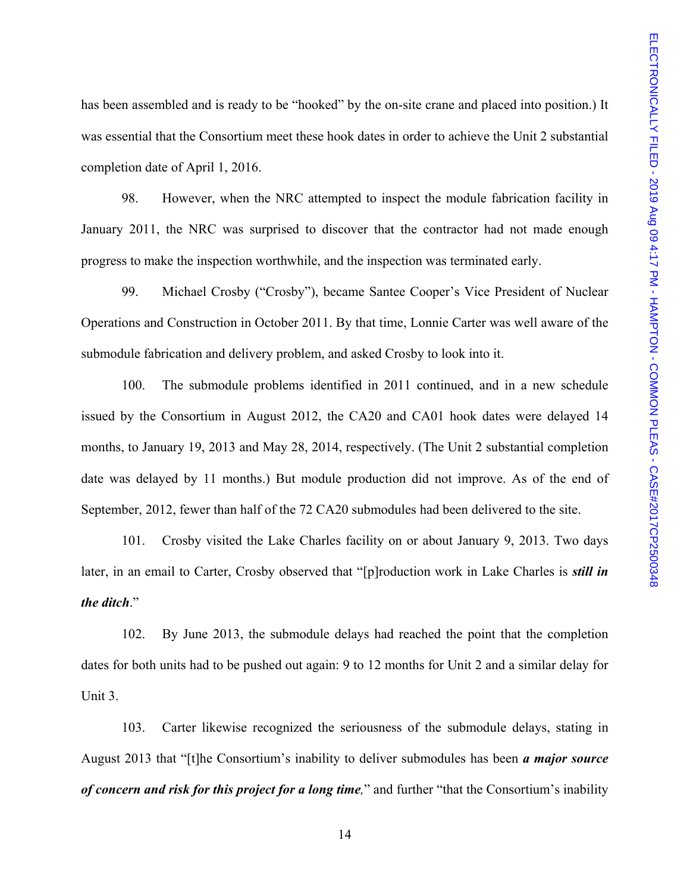has been assembled and is ready to be "hooked" by the on-site crane and placed into position.) It was essential that the Consortium meet these hook dates in order to achieve the Unit 2 substantial completion date of April 1, 2016.

98. However, when the NRC attempted to inspect the module fabrication facility in January 2011, the NRC was surprised to discover that the contractor had not made enough progress to make the inspection worthwhile, and the inspection was terminated early.

99. Michael Crosby ("Crosby"), became Santee Cooper's Vice President of Nuclear Operations and Construction in October 2011. By that time, Lonnie Carter was well aware of the submodule fabrication and delivery problem, and asked Crosby to look into it.

100. The submodule problems identified in 2011 continued, and in a new schedule issued by the Consortium in August 2012, the CA20 and CA01 hook dates were delayed 14 months, to January 19, 2013 and May 28, 2014, respectively. (The Unit 2 substantial completion date was delayed by 11 months.) But module production did not improve. As of the end of September, 2012, fewer than half of the 72 CA20 submodules had been delivered to the site.

101. Crosby visited the Lake Charles facility on or about January 9, 2013. Two days later, in an email to Carter, Crosby observed that "[p]roduction work in Lake Charles is ***still in the ditch***."

102. By June 2013, the submodule delays had reached the point that the completion dates for both units had to be pushed out again: 9 to 12 months for Unit 2 and a similar delay for Unit 3.

103. Carter likewise recognized the seriousness of the submodule delays, stating in August 2013 that "[t]he Consortium's inability to deliver submodules has been ***a major source of concern and risk for this project for a long time,***" and further "that the Consortium's inability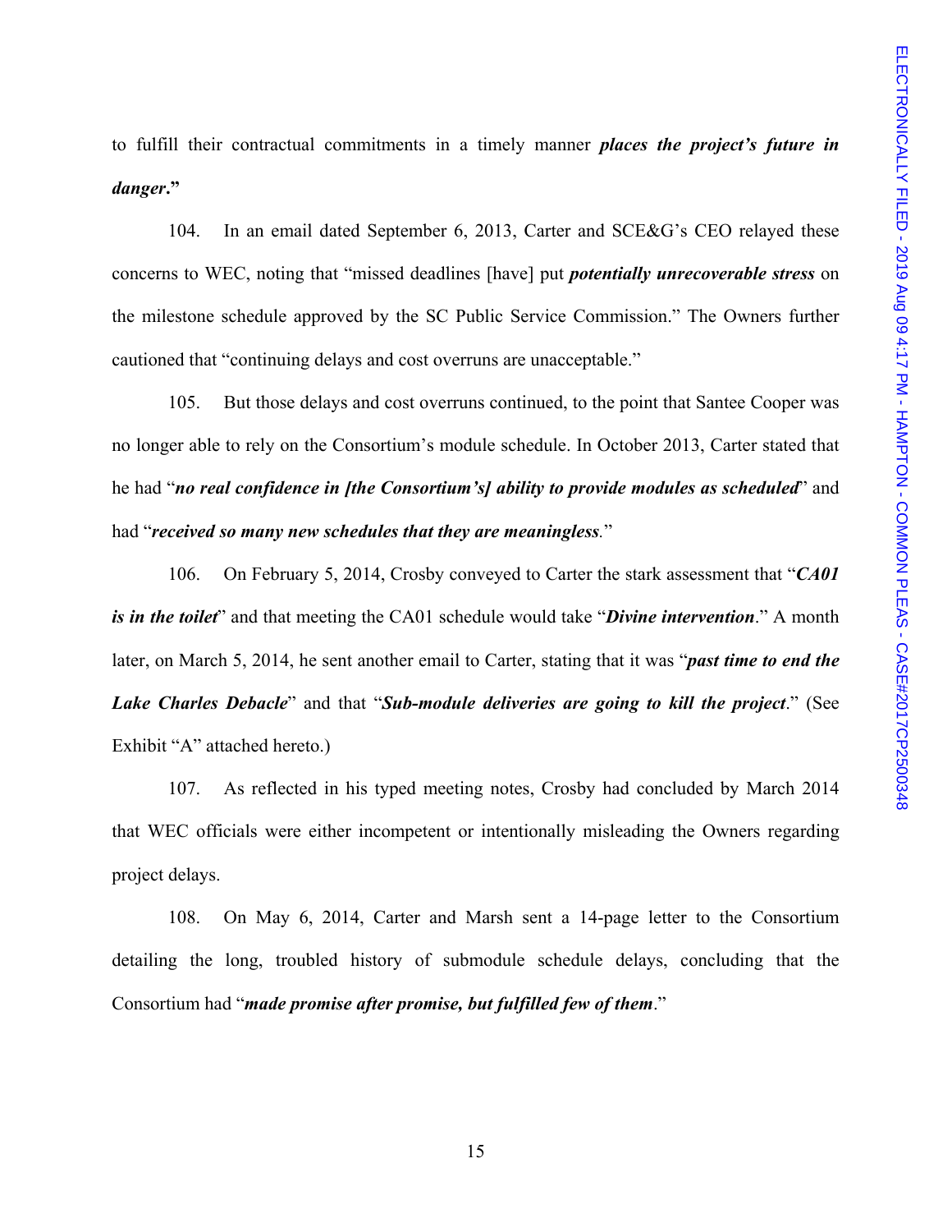to fulfill their contractual commitments in a timely manner ***places the project's future in danger*.**"

104. In an email dated September 6, 2013, Carter and SCE&G's CEO relayed these concerns to WEC, noting that "missed deadlines [have] put ***potentially unrecoverable stress*** on the milestone schedule approved by the SC Public Service Commission." The Owners further cautioned that "continuing delays and cost overruns are unacceptable."

105. But those delays and cost overruns continued, to the point that Santee Cooper was no longer able to rely on the Consortium's module schedule. In October 2013, Carter stated that he had "***no real confidence in [the Consortium's] ability to provide modules as scheduled***" and had "***received so many new schedules that they are meaningless***."

106. On February 5, 2014, Crosby conveyed to Carter the stark assessment that "***CA01 is in the toilet***" and that meeting the CA01 schedule would take "***Divine intervention***." A month later, on March 5, 2014, he sent another email to Carter, stating that it was "***past time to end the Lake Charles Debacle***" and that "***Sub-module deliveries are going to kill the project***." (See Exhibit "A" attached hereto.)

107. As reflected in his typed meeting notes, Crosby had concluded by March 2014 that WEC officials were either incompetent or intentionally misleading the Owners regarding project delays.

108. On May 6, 2014, Carter and Marsh sent a 14-page letter to the Consortium detailing the long, troubled history of submodule schedule delays, concluding that the Consortium had "***made promise after promise, but fulfilled few of them***."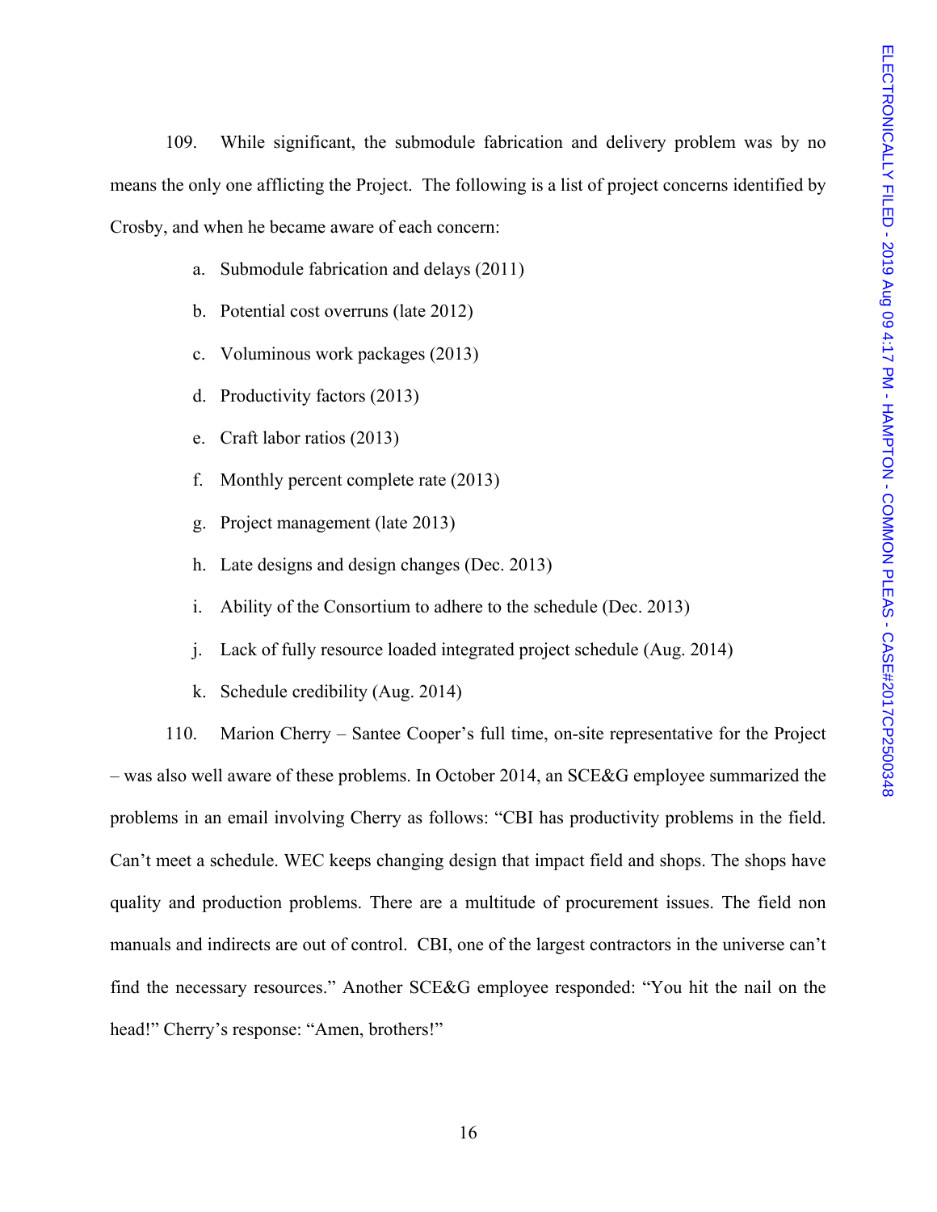109. While significant, the submodule fabrication and delivery problem was by no means the only one afflicting the Project. The following is a list of project concerns identified by Crosby, and when he became aware of each concern:

a. Submodule fabrication and delays (2011)

b. Potential cost overruns (late 2012)

c. Voluminous work packages (2013)

d. Productivity factors (2013)

e. Craft labor ratios (2013)

f. Monthly percent complete rate (2013)

g. Project management (late 2013)

h. Late designs and design changes (Dec. 2013)

i. Ability of the Consortium to adhere to the schedule (Dec. 2013)

j. Lack of fully resource loaded integrated project schedule (Aug. 2014)

k. Schedule credibility (Aug. 2014)

110. Marion Cherry – Santee Cooper's full time, on-site representative for the Project – was also well aware of these problems. In October 2014, an SCE&G employee summarized the problems in an email involving Cherry as follows: "CBI has productivity problems in the field. Can't meet a schedule. WEC keeps changing design that impact field and shops. The shops have quality and production problems. There are a multitude of procurement issues. The field non manuals and indirects are out of control. CBI, one of the largest contractors in the universe can't find the necessary resources." Another SCE&G employee responded: "You hit the nail on the head!" Cherry's response: "Amen, brothers!"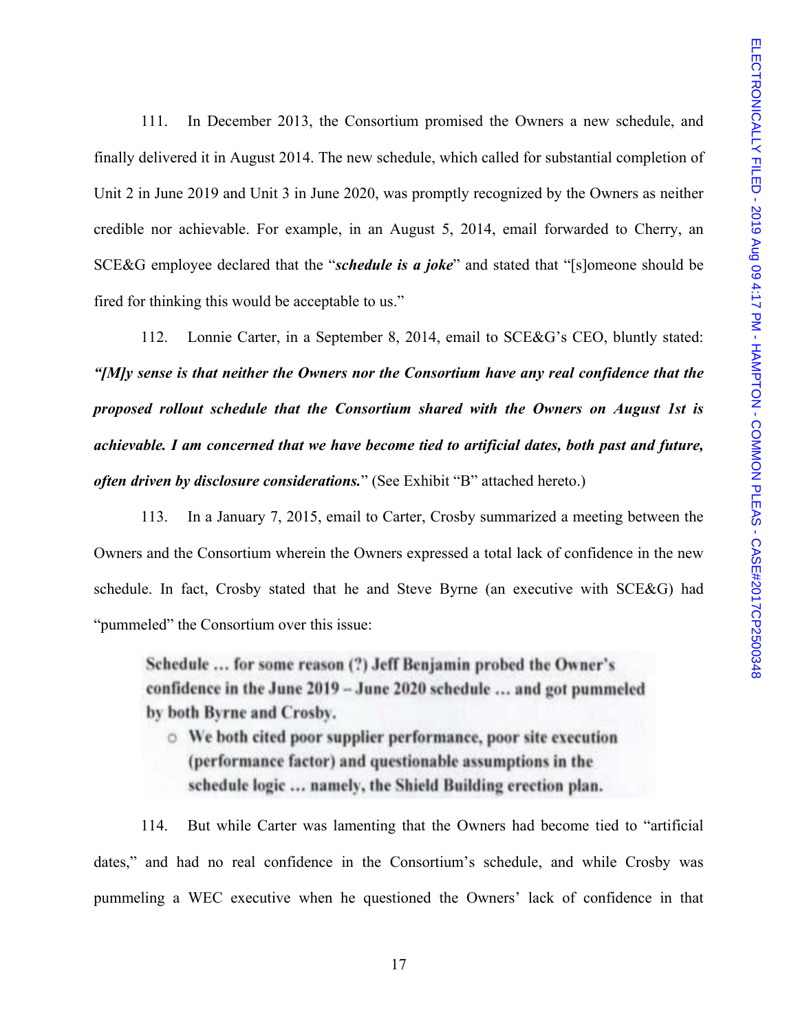111. In December 2013, the Consortium promised the Owners a new schedule, and finally delivered it in August 2014. The new schedule, which called for substantial completion of Unit 2 in June 2019 and Unit 3 in June 2020, was promptly recognized by the Owners as neither credible nor achievable. For example, in an August 5, 2014, email forwarded to Cherry, an SCE&G employee declared that the "***schedule is a joke***" and stated that "[s]omeone should be fired for thinking this would be acceptable to us."

112. Lonnie Carter, in a September 8, 2014, email to SCE&G's CEO, bluntly stated: ***"[M]y sense is that neither the Owners nor the Consortium have any real confidence that the proposed rollout schedule that the Consortium shared with the Owners on August 1st is achievable. I am concerned that we have become tied to artificial dates, both past and future, often driven by disclosure considerations.***" (See Exhibit "B" attached hereto.)

113. In a January 7, 2015, email to Carter, Crosby summarized a meeting between the Owners and the Consortium wherein the Owners expressed a total lack of confidence in the new schedule. In fact, Crosby stated that he and Steve Byrne (an executive with SCE&G) had "pummeled" the Consortium over this issue:

> **Schedule … for some reason (?) Jeff Benjamin probed the Owner's confidence in the June 2019 – June 2020 schedule … and got pummeled by both Byrne and Crosby.**
>
> - **We both cited poor supplier performance, poor site execution (performance factor) and questionable assumptions in the schedule logic … namely, the Shield Building erection plan.**

114. But while Carter was lamenting that the Owners had become tied to "artificial dates," and had no real confidence in the Consortium's schedule, and while Crosby was pummeling a WEC executive when he questioned the Owners' lack of confidence in that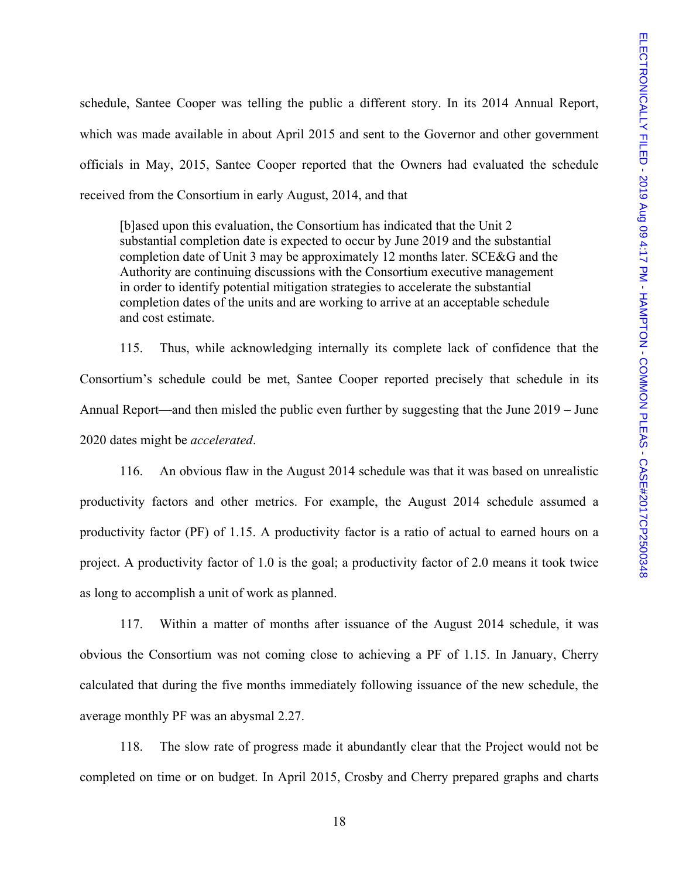schedule, Santee Cooper was telling the public a different story. In its 2014 Annual Report, which was made available in about April 2015 and sent to the Governor and other government officials in May, 2015, Santee Cooper reported that the Owners had evaluated the schedule received from the Consortium in early August, 2014, and that

> [b]ased upon this evaluation, the Consortium has indicated that the Unit 2 substantial completion date is expected to occur by June 2019 and the substantial completion date of Unit 3 may be approximately 12 months later. SCE&G and the Authority are continuing discussions with the Consortium executive management in order to identify potential mitigation strategies to accelerate the substantial completion dates of the units and are working to arrive at an acceptable schedule and cost estimate.

115. Thus, while acknowledging internally its complete lack of confidence that the Consortium's schedule could be met, Santee Cooper reported precisely that schedule in its Annual Report—and then misled the public even further by suggesting that the June 2019 – June 2020 dates might be *accelerated*.

116. An obvious flaw in the August 2014 schedule was that it was based on unrealistic productivity factors and other metrics. For example, the August 2014 schedule assumed a productivity factor (PF) of 1.15. A productivity factor is a ratio of actual to earned hours on a project. A productivity factor of 1.0 is the goal; a productivity factor of 2.0 means it took twice as long to accomplish a unit of work as planned.

117. Within a matter of months after issuance of the August 2014 schedule, it was obvious the Consortium was not coming close to achieving a PF of 1.15. In January, Cherry calculated that during the five months immediately following issuance of the new schedule, the average monthly PF was an abysmal 2.27.

118. The slow rate of progress made it abundantly clear that the Project would not be completed on time or on budget. In April 2015, Crosby and Cherry prepared graphs and charts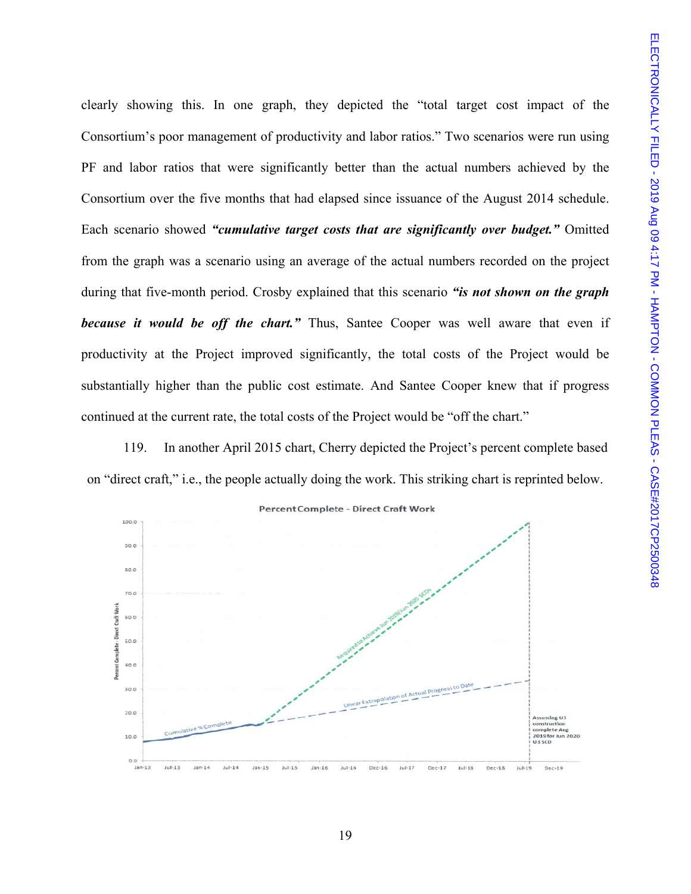clearly showing this. In one graph, they depicted the "total target cost impact of the Consortium's poor management of productivity and labor ratios." Two scenarios were run using PF and labor ratios that were significantly better than the actual numbers achieved by the Consortium over the five months that had elapsed since issuance of the August 2014 schedule. Each scenario showed ***"cumulative target costs that are significantly over budget."*** Omitted from the graph was a scenario using an average of the actual numbers recorded on the project during that five-month period. Crosby explained that this scenario ***"is not shown on the graph because it would be off the chart."*** Thus, Santee Cooper was well aware that even if productivity at the Project improved significantly, the total costs of the Project would be substantially higher than the public cost estimate. And Santee Cooper knew that if progress continued at the current rate, the total costs of the Project would be "off the chart."

119. In another April 2015 chart, Cherry depicted the Project's percent complete based on "direct craft," i.e., the people actually doing the work. This striking chart is reprinted below.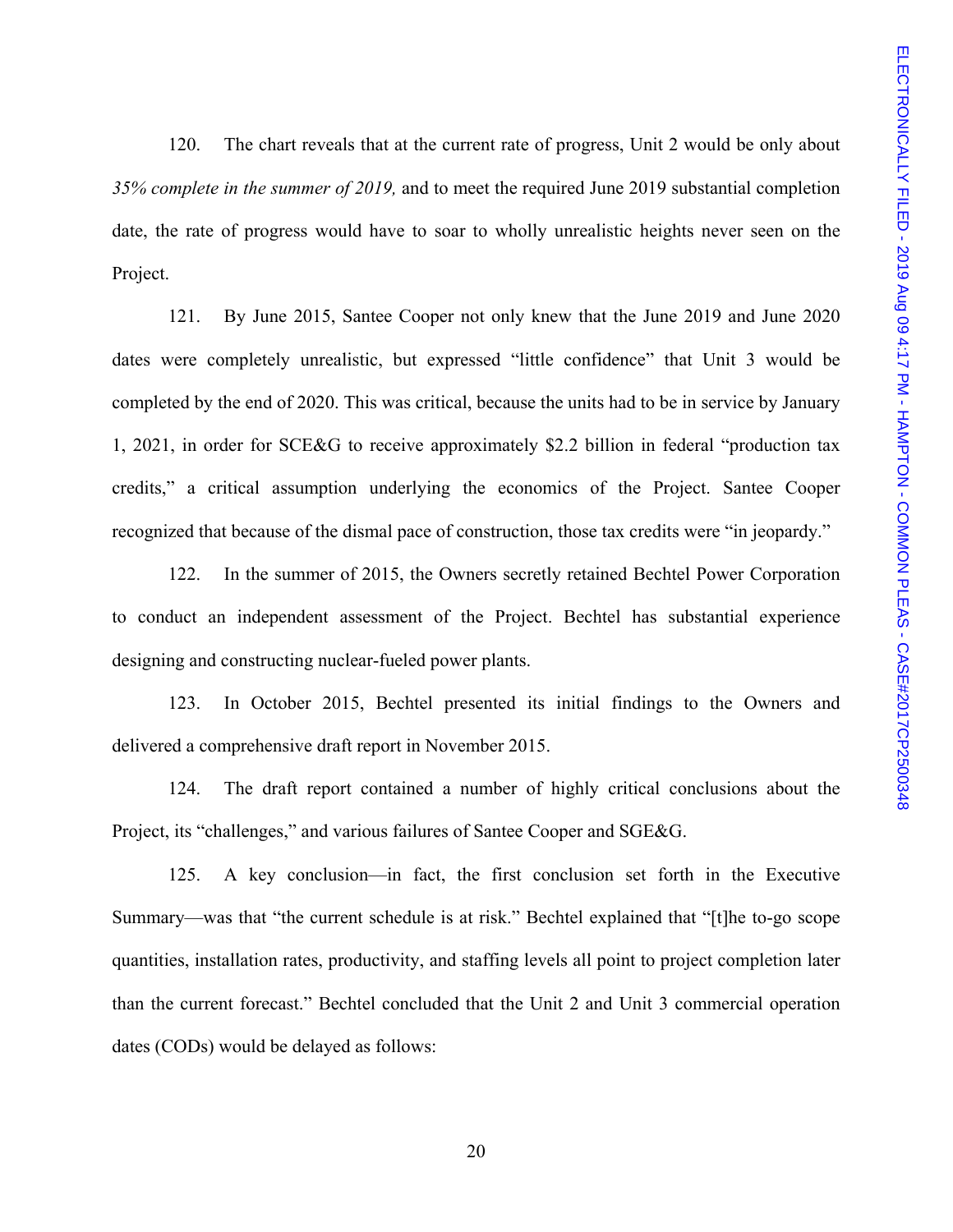120. The chart reveals that at the current rate of progress, Unit 2 would be only about *35% complete in the summer of 2019,* and to meet the required June 2019 substantial completion date, the rate of progress would have to soar to wholly unrealistic heights never seen on the Project.

121. By June 2015, Santee Cooper not only knew that the June 2019 and June 2020 dates were completely unrealistic, but expressed "little confidence" that Unit 3 would be completed by the end of 2020. This was critical, because the units had to be in service by January 1, 2021, in order for SCE&G to receive approximately $2.2 billion in federal "production tax credits," a critical assumption underlying the economics of the Project. Santee Cooper recognized that because of the dismal pace of construction, those tax credits were "in jeopardy."

122. In the summer of 2015, the Owners secretly retained Bechtel Power Corporation to conduct an independent assessment of the Project. Bechtel has substantial experience designing and constructing nuclear-fueled power plants.

123. In October 2015, Bechtel presented its initial findings to the Owners and delivered a comprehensive draft report in November 2015.

124. The draft report contained a number of highly critical conclusions about the Project, its "challenges," and various failures of Santee Cooper and SGE&G.

125. A key conclusion—in fact, the first conclusion set forth in the Executive Summary—was that "the current schedule is at risk." Bechtel explained that "[t]he to-go scope quantities, installation rates, productivity, and staffing levels all point to project completion later than the current forecast." Bechtel concluded that the Unit 2 and Unit 3 commercial operation dates (CODs) would be delayed as follows: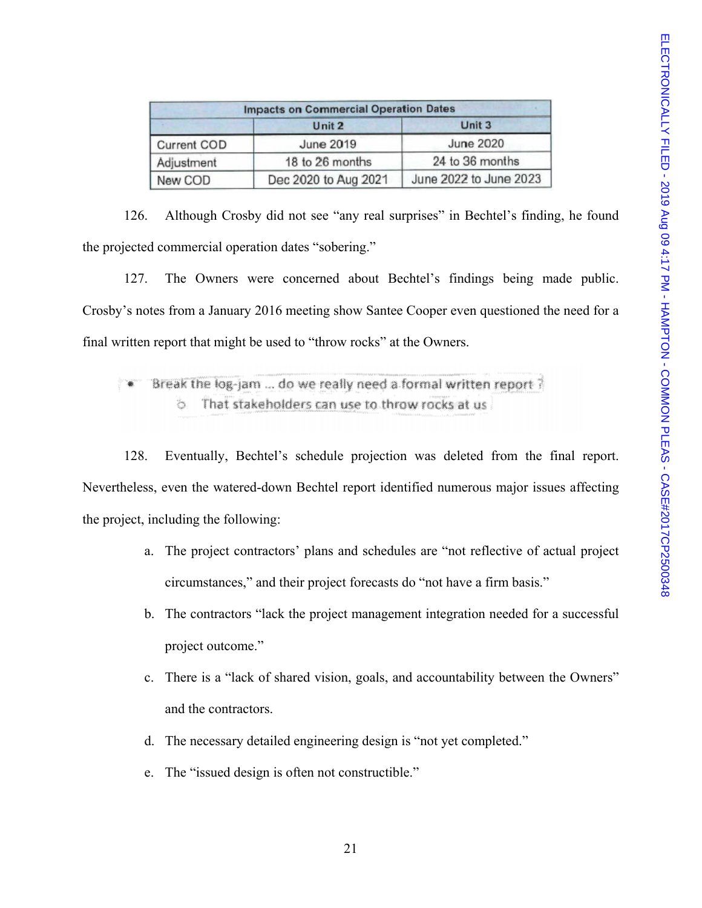| Impacts on Commercial Operation Dates | | |
|---|---|---|
| | Unit 2 | Unit 3 |
| Current COD | June 2019 | June 2020 |
| Adjustment | 18 to 26 months | 24 to 36 months |
| New COD | Dec 2020 to Aug 2021 | June 2022 to June 2023 |

126. Although Crosby did not see "any real surprises" in Bechtel's finding, he found the projected commercial operation dates "sobering."

127. The Owners were concerned about Bechtel's findings being made public. Crosby's notes from a January 2016 meeting show Santee Cooper even questioned the need for a final written report that might be used to "throw rocks" at the Owners.

- Break the log-jam ... do we really need a formal written report ?
  - That stakeholders can use to throw rocks at us

128. Eventually, Bechtel's schedule projection was deleted from the final report. Nevertheless, even the watered-down Bechtel report identified numerous major issues affecting the project, including the following:

a. The project contractors' plans and schedules are "not reflective of actual project circumstances," and their project forecasts do "not have a firm basis."

b. The contractors "lack the project management integration needed for a successful project outcome."

c. There is a "lack of shared vision, goals, and accountability between the Owners" and the contractors.

d. The necessary detailed engineering design is "not yet completed."

e. The "issued design is often not constructible."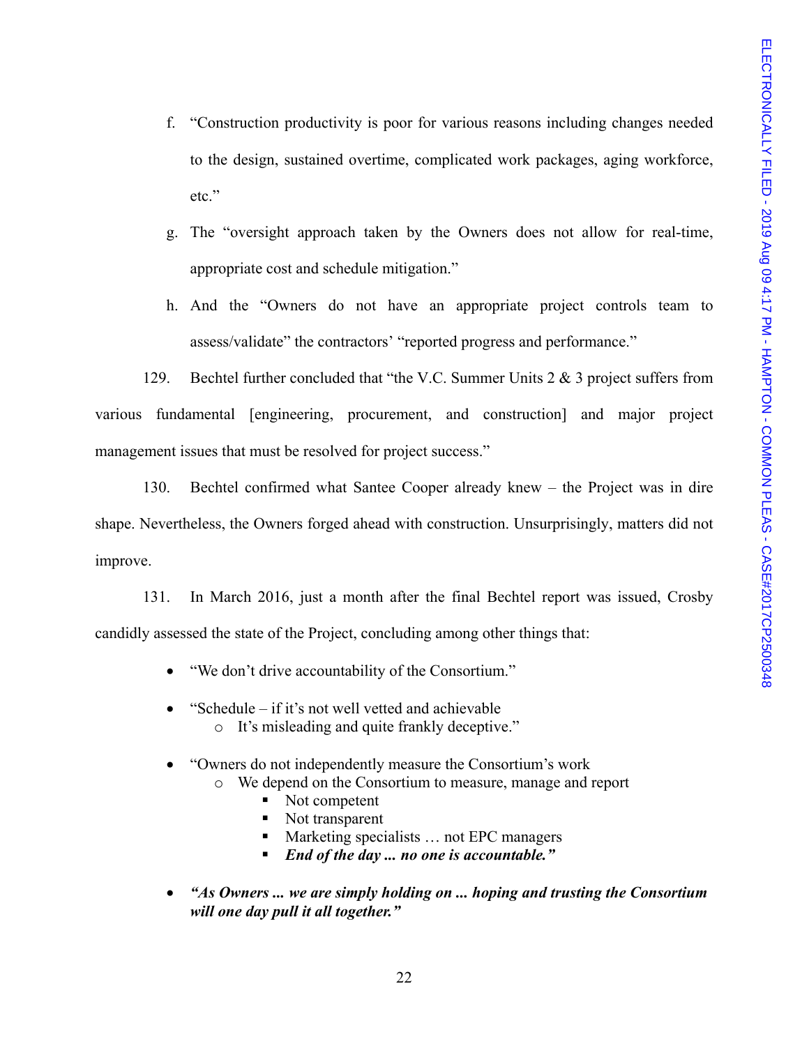f. "Construction productivity is poor for various reasons including changes needed to the design, sustained overtime, complicated work packages, aging workforce, etc."

g. The "oversight approach taken by the Owners does not allow for real-time, appropriate cost and schedule mitigation."

h. And the "Owners do not have an appropriate project controls team to assess/validate" the contractors' "reported progress and performance."

129. Bechtel further concluded that "the V.C. Summer Units 2 & 3 project suffers from various fundamental [engineering, procurement, and construction] and major project management issues that must be resolved for project success."

130. Bechtel confirmed what Santee Cooper already knew – the Project was in dire shape. Nevertheless, the Owners forged ahead with construction. Unsurprisingly, matters did not improve.

131. In March 2016, just a month after the final Bechtel report was issued, Crosby candidly assessed the state of the Project, concluding among other things that:

- "We don't drive accountability of the Consortium."
- "Schedule – if it's not well vetted and achievable
  - It's misleading and quite frankly deceptive."
- "Owners do not independently measure the Consortium's work
  - We depend on the Consortium to measure, manage and report
    - Not competent
    - Not transparent
    - Marketing specialists … not EPC managers
    - ***End of the day ... no one is accountable."***
- ***"As Owners ... we are simply holding on ... hoping and trusting the Consortium will one day pull it all together."***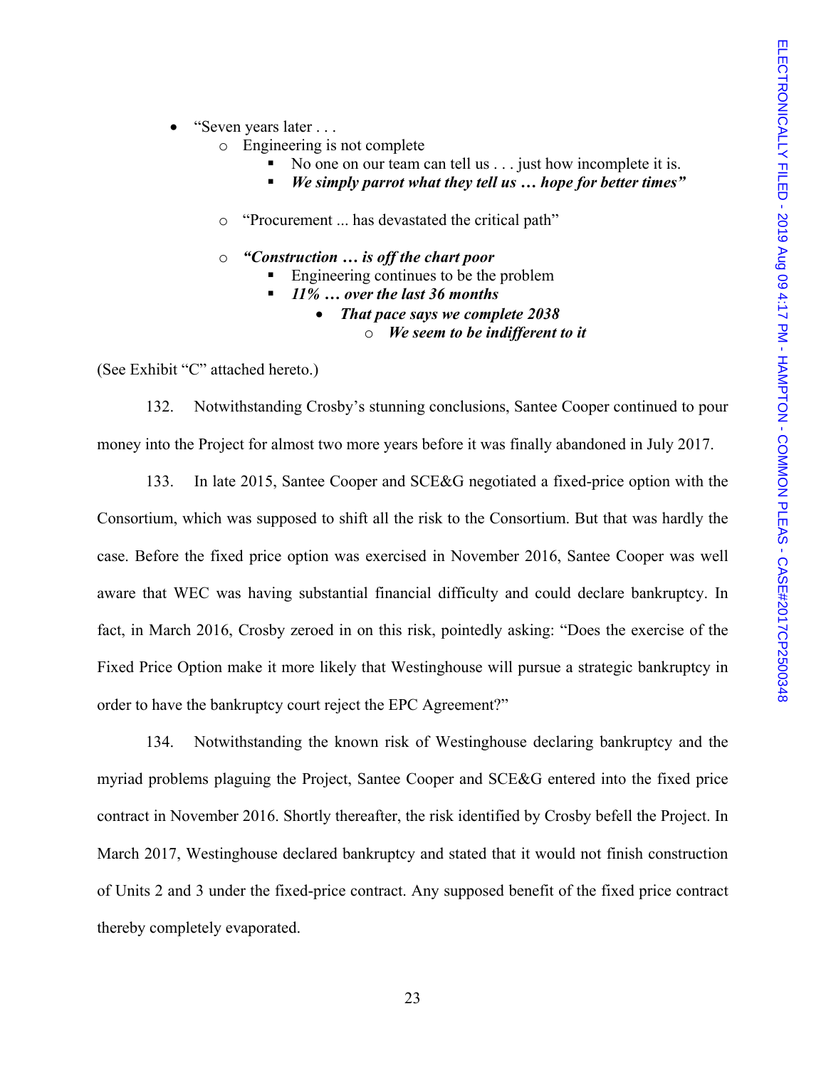- "Seven years later . . .
    - Engineering is not complete
        - No one on our team can tell us . . . just how incomplete it is.
        - ***We simply parrot what they tell us … hope for better times"***
    - "Procurement ... has devastated the critical path"
    - ***"Construction … is off the chart poor***
        - Engineering continues to be the problem
        - ***11% … over the last 36 months***
            - ***That pace says we complete 2038***
                - ***We seem to be indifferent to it***

(See Exhibit "C" attached hereto.)

132. Notwithstanding Crosby's stunning conclusions, Santee Cooper continued to pour money into the Project for almost two more years before it was finally abandoned in July 2017.

133. In late 2015, Santee Cooper and SCE&G negotiated a fixed-price option with the Consortium, which was supposed to shift all the risk to the Consortium. But that was hardly the case. Before the fixed price option was exercised in November 2016, Santee Cooper was well aware that WEC was having substantial financial difficulty and could declare bankruptcy. In fact, in March 2016, Crosby zeroed in on this risk, pointedly asking: "Does the exercise of the Fixed Price Option make it more likely that Westinghouse will pursue a strategic bankruptcy in order to have the bankruptcy court reject the EPC Agreement?"

134. Notwithstanding the known risk of Westinghouse declaring bankruptcy and the myriad problems plaguing the Project, Santee Cooper and SCE&G entered into the fixed price contract in November 2016. Shortly thereafter, the risk identified by Crosby befell the Project. In March 2017, Westinghouse declared bankruptcy and stated that it would not finish construction of Units 2 and 3 under the fixed-price contract. Any supposed benefit of the fixed price contract thereby completely evaporated.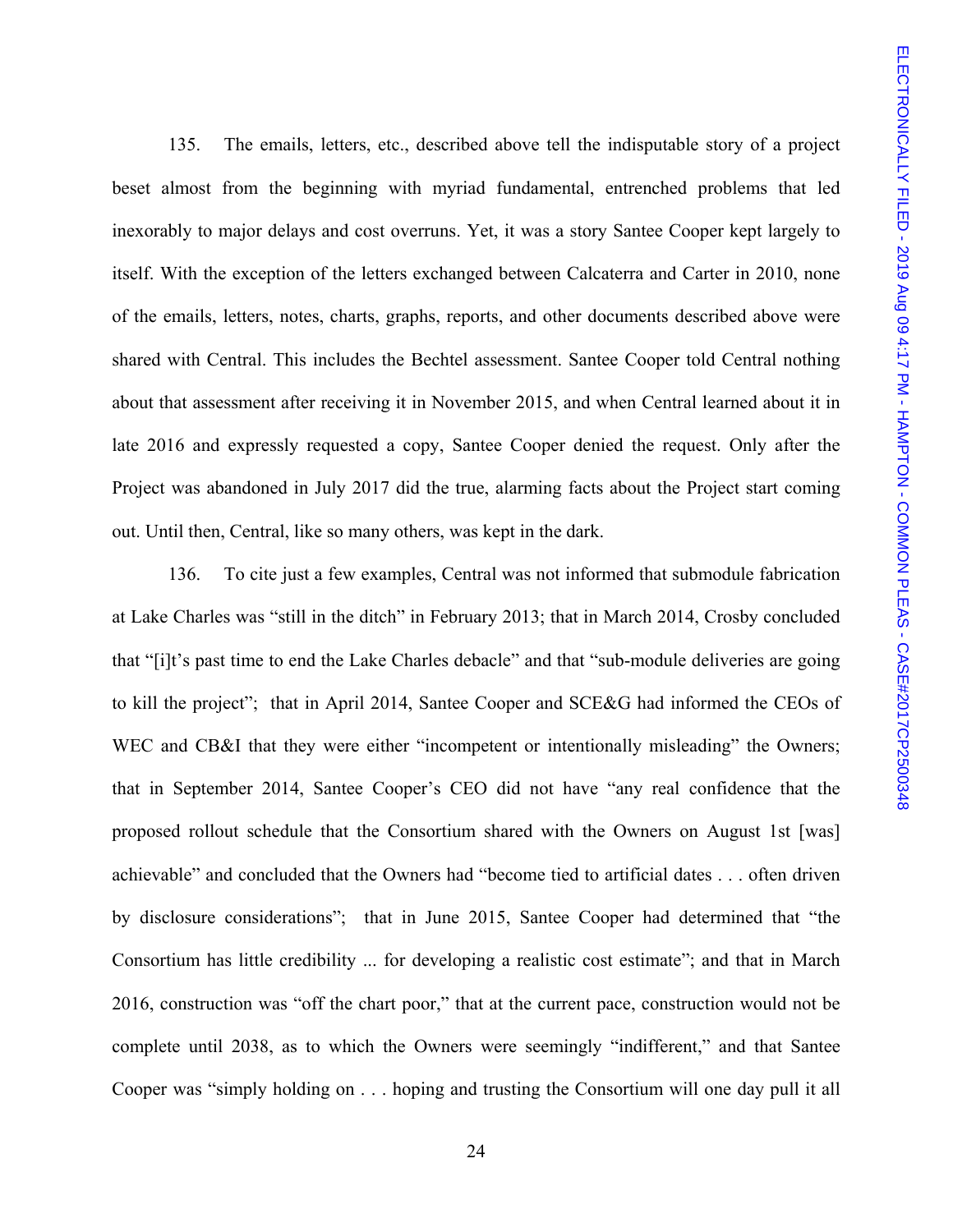135. The emails, letters, etc., described above tell the indisputable story of a project beset almost from the beginning with myriad fundamental, entrenched problems that led inexorably to major delays and cost overruns. Yet, it was a story Santee Cooper kept largely to itself. With the exception of the letters exchanged between Calcaterra and Carter in 2010, none of the emails, letters, notes, charts, graphs, reports, and other documents described above were shared with Central. This includes the Bechtel assessment. Santee Cooper told Central nothing about that assessment after receiving it in November 2015, and when Central learned about it in late 2016 and expressly requested a copy, Santee Cooper denied the request. Only after the Project was abandoned in July 2017 did the true, alarming facts about the Project start coming out. Until then, Central, like so many others, was kept in the dark.

136. To cite just a few examples, Central was not informed that submodule fabrication at Lake Charles was "still in the ditch" in February 2013; that in March 2014, Crosby concluded that "[i]t's past time to end the Lake Charles debacle" and that "sub-module deliveries are going to kill the project"; that in April 2014, Santee Cooper and SCE&G had informed the CEOs of WEC and CB&I that they were either "incompetent or intentionally misleading" the Owners; that in September 2014, Santee Cooper's CEO did not have "any real confidence that the proposed rollout schedule that the Consortium shared with the Owners on August 1st [was] achievable" and concluded that the Owners had "become tied to artificial dates . . . often driven by disclosure considerations"; that in June 2015, Santee Cooper had determined that "the Consortium has little credibility ... for developing a realistic cost estimate"; and that in March 2016, construction was "off the chart poor," that at the current pace, construction would not be complete until 2038, as to which the Owners were seemingly "indifferent," and that Santee Cooper was "simply holding on . . . hoping and trusting the Consortium will one day pull it all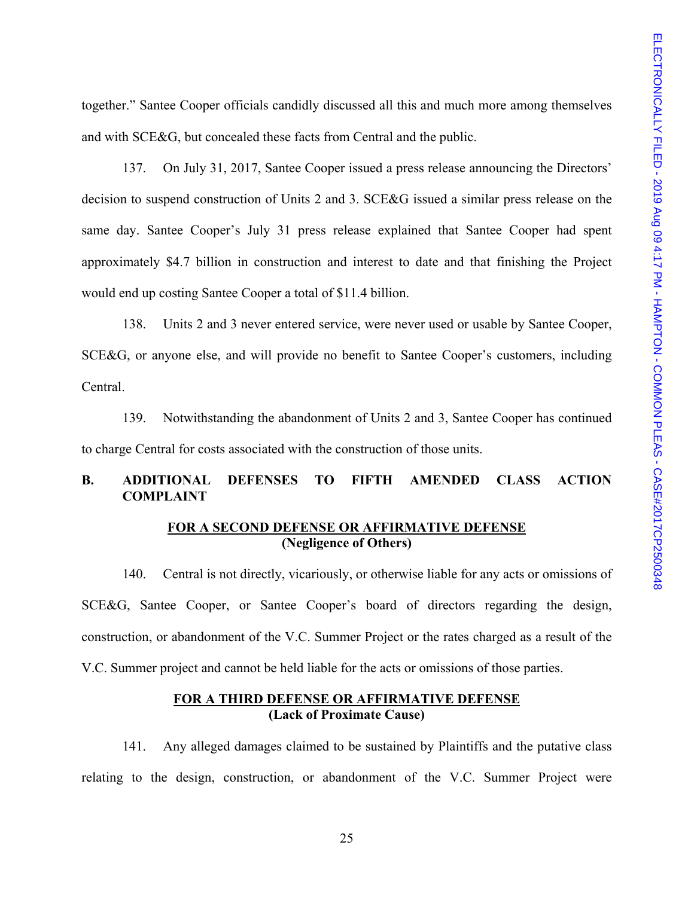together." Santee Cooper officials candidly discussed all this and much more among themselves and with SCE&G, but concealed these facts from Central and the public.

137. On July 31, 2017, Santee Cooper issued a press release announcing the Directors' decision to suspend construction of Units 2 and 3. SCE&G issued a similar press release on the same day. Santee Cooper's July 31 press release explained that Santee Cooper had spent approximately $4.7 billion in construction and interest to date and that finishing the Project would end up costing Santee Cooper a total of $11.4 billion.

138. Units 2 and 3 never entered service, were never used or usable by Santee Cooper, SCE&G, or anyone else, and will provide no benefit to Santee Cooper's customers, including Central.

139. Notwithstanding the abandonment of Units 2 and 3, Santee Cooper has continued to charge Central for costs associated with the construction of those units.

## B. ADDITIONAL DEFENSES TO FIFTH AMENDED CLASS ACTION COMPLAINT

### FOR A SECOND DEFENSE OR AFFIRMATIVE DEFENSE
**(Negligence of Others)**

140. Central is not directly, vicariously, or otherwise liable for any acts or omissions of SCE&G, Santee Cooper, or Santee Cooper's board of directors regarding the design, construction, or abandonment of the V.C. Summer Project or the rates charged as a result of the V.C. Summer project and cannot be held liable for the acts or omissions of those parties.

### FOR A THIRD DEFENSE OR AFFIRMATIVE DEFENSE
**(Lack of Proximate Cause)**

141. Any alleged damages claimed to be sustained by Plaintiffs and the putative class relating to the design, construction, or abandonment of the V.C. Summer Project were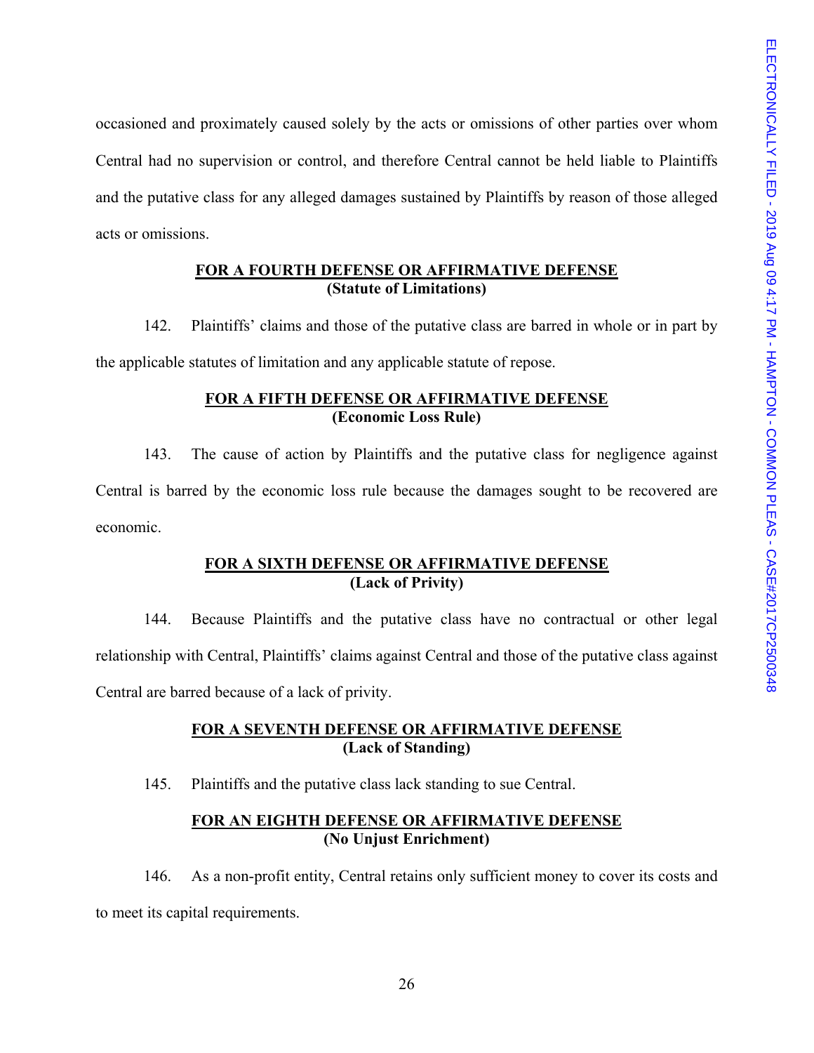occasioned and proximately caused solely by the acts or omissions of other parties over whom Central had no supervision or control, and therefore Central cannot be held liable to Plaintiffs and the putative class for any alleged damages sustained by Plaintiffs by reason of those alleged acts or omissions.

**FOR A FOURTH DEFENSE OR AFFIRMATIVE DEFENSE**
**(Statute of Limitations)**

142. Plaintiffs' claims and those of the putative class are barred in whole or in part by the applicable statutes of limitation and any applicable statute of repose.

**FOR A FIFTH DEFENSE OR AFFIRMATIVE DEFENSE**
**(Economic Loss Rule)**

143. The cause of action by Plaintiffs and the putative class for negligence against Central is barred by the economic loss rule because the damages sought to be recovered are economic.

**FOR A SIXTH DEFENSE OR AFFIRMATIVE DEFENSE**
**(Lack of Privity)**

144. Because Plaintiffs and the putative class have no contractual or other legal relationship with Central, Plaintiffs' claims against Central and those of the putative class against Central are barred because of a lack of privity.

**FOR A SEVENTH DEFENSE OR AFFIRMATIVE DEFENSE**
**(Lack of Standing)**

145. Plaintiffs and the putative class lack standing to sue Central.

**FOR AN EIGHTH DEFENSE OR AFFIRMATIVE DEFENSE**
**(No Unjust Enrichment)**

146. As a non-profit entity, Central retains only sufficient money to cover its costs and to meet its capital requirements.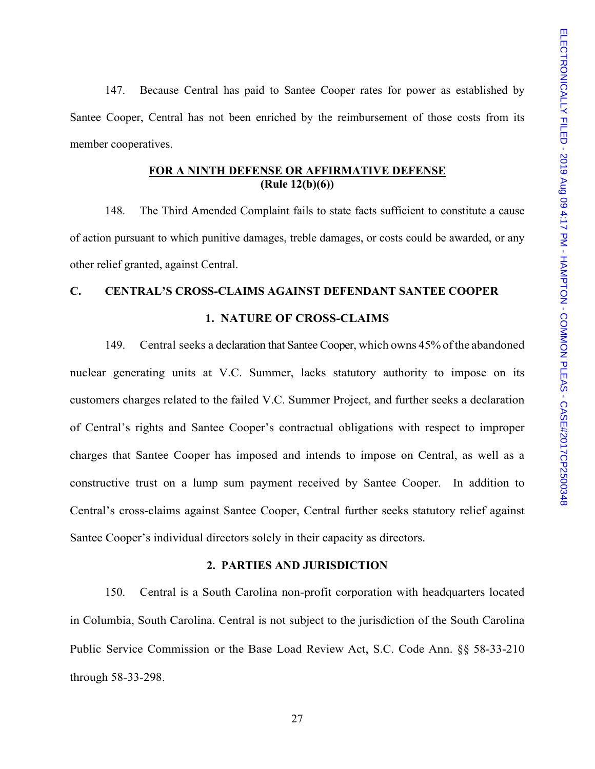147. Because Central has paid to Santee Cooper rates for power as established by Santee Cooper, Central has not been enriched by the reimbursement of those costs from its member cooperatives.

**FOR A NINTH DEFENSE OR AFFIRMATIVE DEFENSE**
**(Rule 12(b)(6))**

148. The Third Amended Complaint fails to state facts sufficient to constitute a cause of action pursuant to which punitive damages, treble damages, or costs could be awarded, or any other relief granted, against Central.

## C. CENTRAL'S CROSS-CLAIMS AGAINST DEFENDANT SANTEE COOPER

### 1. NATURE OF CROSS-CLAIMS

149. Central seeks a declaration that Santee Cooper, which owns 45% of the abandoned nuclear generating units at V.C. Summer, lacks statutory authority to impose on its customers charges related to the failed V.C. Summer Project, and further seeks a declaration of Central's rights and Santee Cooper's contractual obligations with respect to improper charges that Santee Cooper has imposed and intends to impose on Central, as well as a constructive trust on a lump sum payment received by Santee Cooper. In addition to Central's cross-claims against Santee Cooper, Central further seeks statutory relief against Santee Cooper's individual directors solely in their capacity as directors.

### 2. PARTIES AND JURISDICTION

150. Central is a South Carolina non-profit corporation with headquarters located in Columbia, South Carolina. Central is not subject to the jurisdiction of the South Carolina Public Service Commission or the Base Load Review Act, S.C. Code Ann. §§ 58-33-210 through 58-33-298.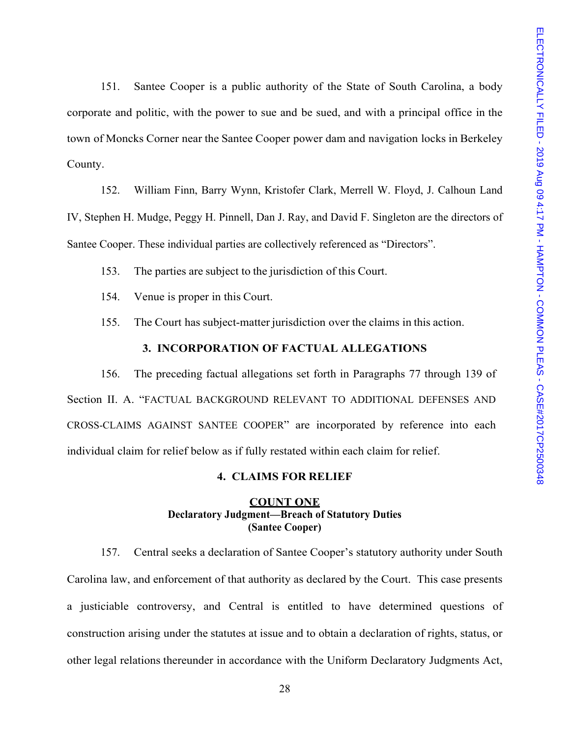151. Santee Cooper is a public authority of the State of South Carolina, a body corporate and politic, with the power to sue and be sued, and with a principal office in the town of Moncks Corner near the Santee Cooper power dam and navigation locks in Berkeley County.

152. William Finn, Barry Wynn, Kristofer Clark, Merrell W. Floyd, J. Calhoun Land IV, Stephen H. Mudge, Peggy H. Pinnell, Dan J. Ray, and David F. Singleton are the directors of Santee Cooper. These individual parties are collectively referenced as "Directors".

153. The parties are subject to the jurisdiction of this Court.

154. Venue is proper in this Court.

155. The Court has subject-matter jurisdiction over the claims in this action.

### 3. INCORPORATION OF FACTUAL ALLEGATIONS

156. The preceding factual allegations set forth in Paragraphs 77 through 139 of Section II. A. "FACTUAL BACKGROUND RELEVANT TO ADDITIONAL DEFENSES AND CROSS-CLAIMS AGAINST SANTEE COOPER" are incorporated by reference into each individual claim for relief below as if fully restated within each claim for relief.

### 4. CLAIMS FOR RELIEF

**COUNT ONE**
**Declaratory Judgment—Breach of Statutory Duties**
**(Santee Cooper)**

157. Central seeks a declaration of Santee Cooper's statutory authority under South Carolina law, and enforcement of that authority as declared by the Court. This case presents a justiciable controversy, and Central is entitled to have determined questions of construction arising under the statutes at issue and to obtain a declaration of rights, status, or other legal relations thereunder in accordance with the Uniform Declaratory Judgments Act,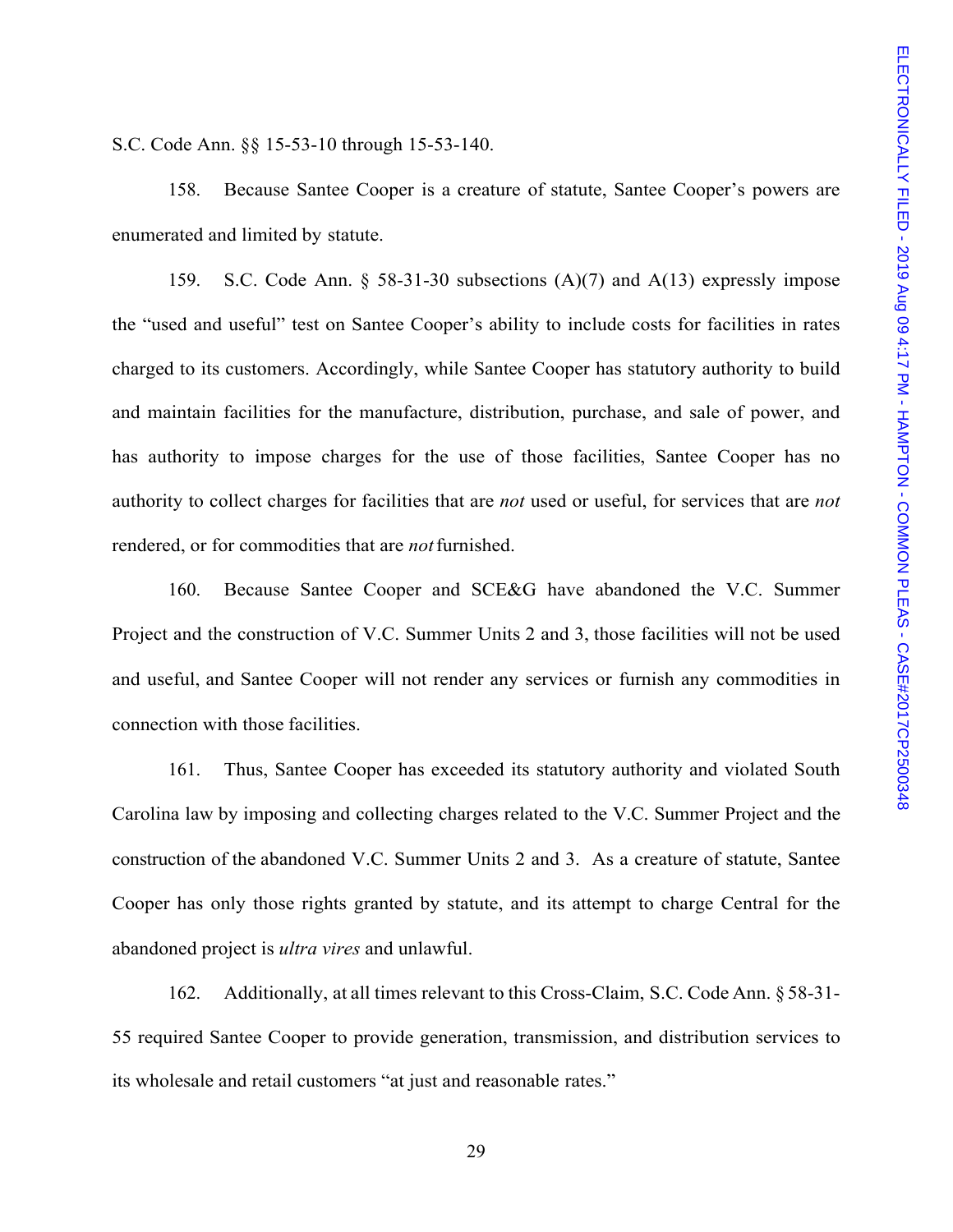S.C. Code Ann. §§ 15-53-10 through 15-53-140.

158. Because Santee Cooper is a creature of statute, Santee Cooper's powers are enumerated and limited by statute.

159. S.C. Code Ann. § 58-31-30 subsections (A)(7) and A(13) expressly impose the "used and useful" test on Santee Cooper's ability to include costs for facilities in rates charged to its customers. Accordingly, while Santee Cooper has statutory authority to build and maintain facilities for the manufacture, distribution, purchase, and sale of power, and has authority to impose charges for the use of those facilities, Santee Cooper has no authority to collect charges for facilities that are *not* used or useful, for services that are *not* rendered, or for commodities that are *not* furnished.

160. Because Santee Cooper and SCE&G have abandoned the V.C. Summer Project and the construction of V.C. Summer Units 2 and 3, those facilities will not be used and useful, and Santee Cooper will not render any services or furnish any commodities in connection with those facilities.

161. Thus, Santee Cooper has exceeded its statutory authority and violated South Carolina law by imposing and collecting charges related to the V.C. Summer Project and the construction of the abandoned V.C. Summer Units 2 and 3. As a creature of statute, Santee Cooper has only those rights granted by statute, and its attempt to charge Central for the abandoned project is *ultra vires* and unlawful.

162. Additionally, at all times relevant to this Cross-Claim, S.C. Code Ann. § 58-31-55 required Santee Cooper to provide generation, transmission, and distribution services to its wholesale and retail customers "at just and reasonable rates."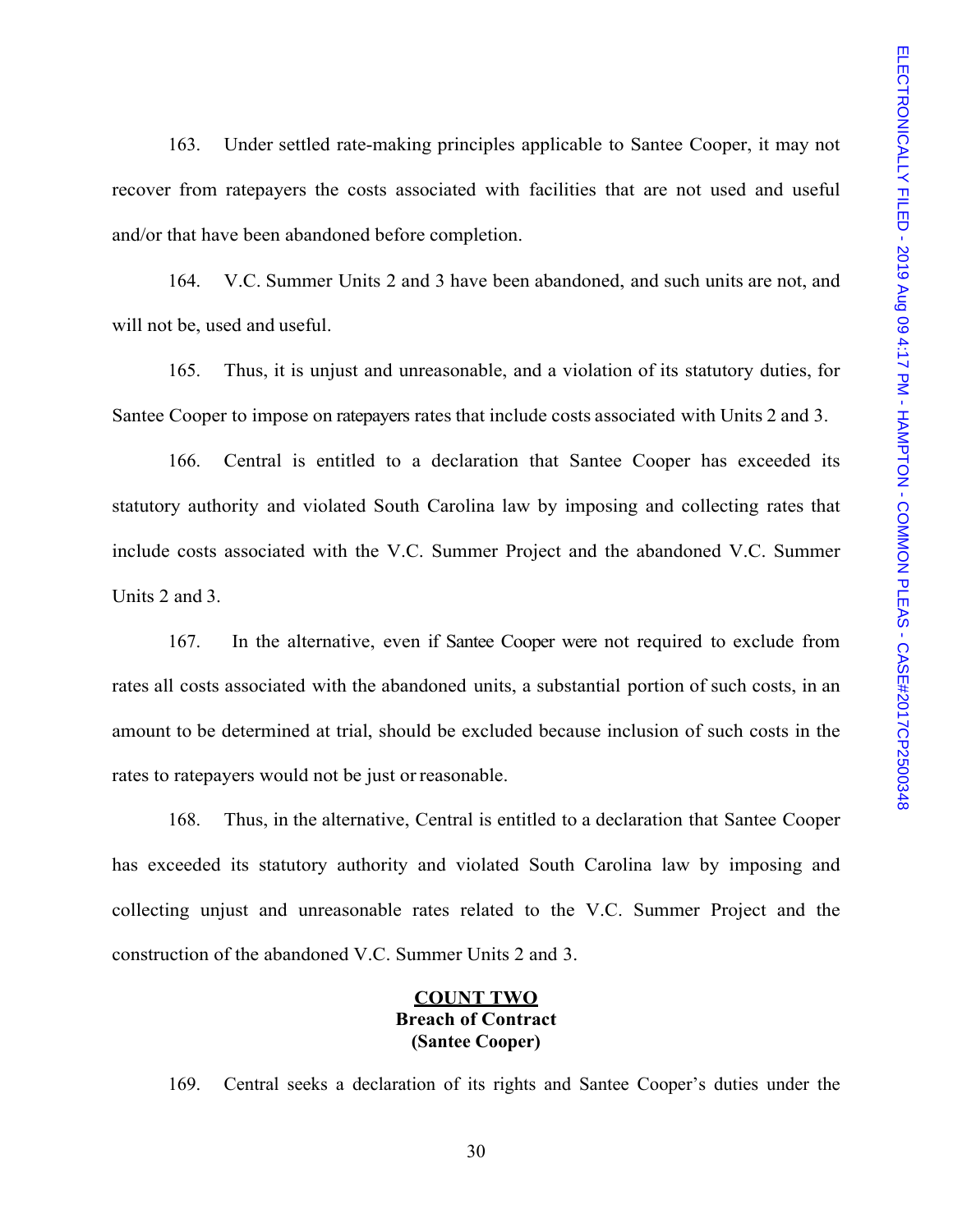163. Under settled rate-making principles applicable to Santee Cooper, it may not recover from ratepayers the costs associated with facilities that are not used and useful and/or that have been abandoned before completion.

164. V.C. Summer Units 2 and 3 have been abandoned, and such units are not, and will not be, used and useful.

165. Thus, it is unjust and unreasonable, and a violation of its statutory duties, for Santee Cooper to impose on ratepayers rates that include costs associated with Units 2 and 3.

166. Central is entitled to a declaration that Santee Cooper has exceeded its statutory authority and violated South Carolina law by imposing and collecting rates that include costs associated with the V.C. Summer Project and the abandoned V.C. Summer Units 2 and 3.

167. In the alternative, even if Santee Cooper were not required to exclude from rates all costs associated with the abandoned units, a substantial portion of such costs, in an amount to be determined at trial, should be excluded because inclusion of such costs in the rates to ratepayers would not be just or reasonable.

168. Thus, in the alternative, Central is entitled to a declaration that Santee Cooper has exceeded its statutory authority and violated South Carolina law by imposing and collecting unjust and unreasonable rates related to the V.C. Summer Project and the construction of the abandoned V.C. Summer Units 2 and 3.

**COUNT TWO**
**Breach of Contract**
**(Santee Cooper)**

169. Central seeks a declaration of its rights and Santee Cooper's duties under the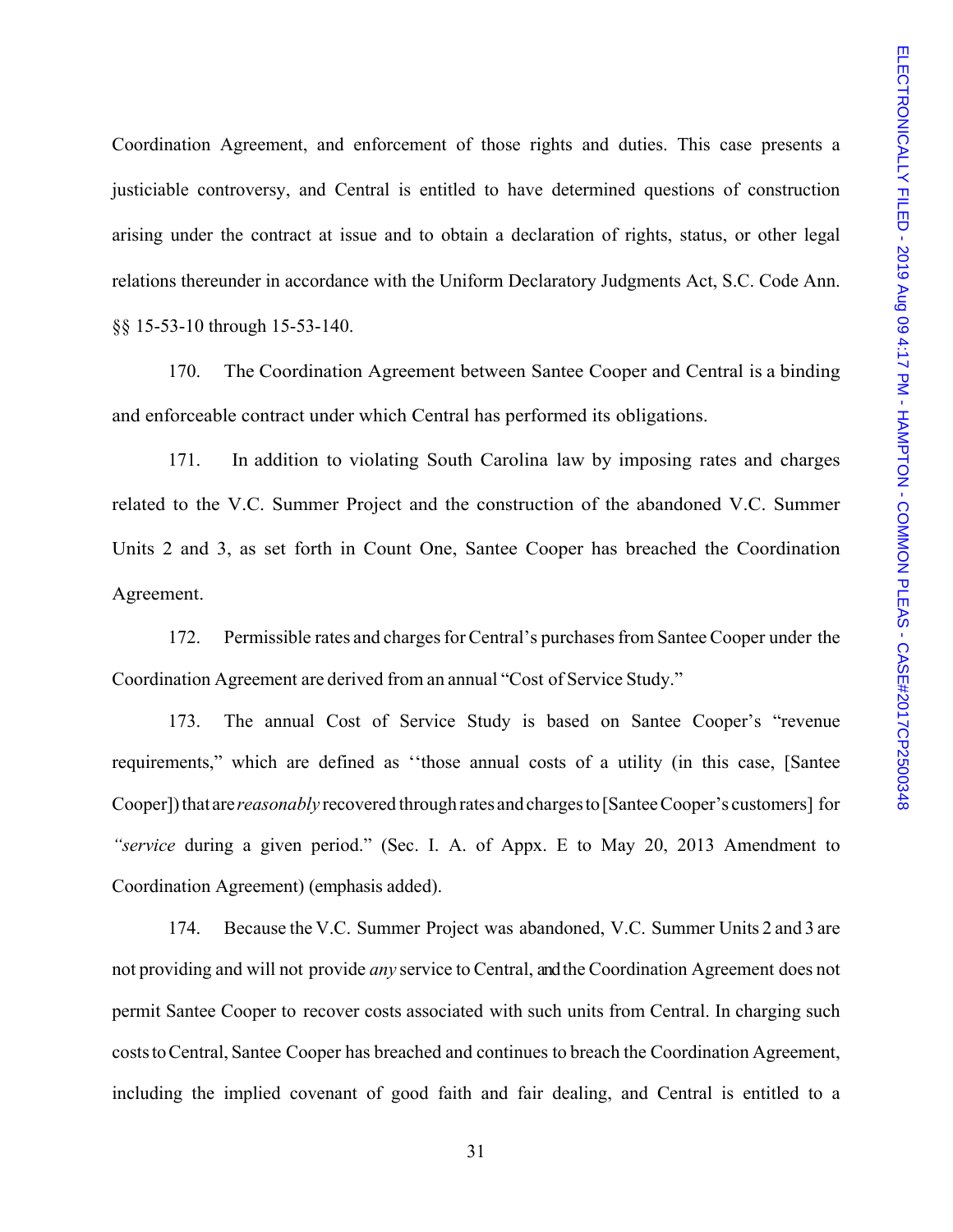Coordination Agreement, and enforcement of those rights and duties. This case presents a justiciable controversy, and Central is entitled to have determined questions of construction arising under the contract at issue and to obtain a declaration of rights, status, or other legal relations thereunder in accordance with the Uniform Declaratory Judgments Act, S.C. Code Ann. §§ 15-53-10 through 15-53-140.

170. The Coordination Agreement between Santee Cooper and Central is a binding and enforceable contract under which Central has performed its obligations.

171. In addition to violating South Carolina law by imposing rates and charges related to the V.C. Summer Project and the construction of the abandoned V.C. Summer Units 2 and 3, as set forth in Count One, Santee Cooper has breached the Coordination Agreement.

172. Permissible rates and charges for Central's purchases from Santee Cooper under the Coordination Agreement are derived from an annual "Cost of Service Study."

173. The annual Cost of Service Study is based on Santee Cooper's "revenue requirements," which are defined as ''those annual costs of a utility (in this case, [Santee Cooper]) that are *reasonably* recovered through rates and charges to [Santee Cooper's customers] for *"service* during a given period." (Sec. I. A. of Appx. E to May 20, 2013 Amendment to Coordination Agreement) (emphasis added).

174. Because the V.C. Summer Project was abandoned, V.C. Summer Units 2 and 3 are not providing and will not provide *any* service to Central, and the Coordination Agreement does not permit Santee Cooper to recover costs associated with such units from Central. In charging such costs to Central, Santee Cooper has breached and continues to breach the Coordination Agreement, including the implied covenant of good faith and fair dealing, and Central is entitled to a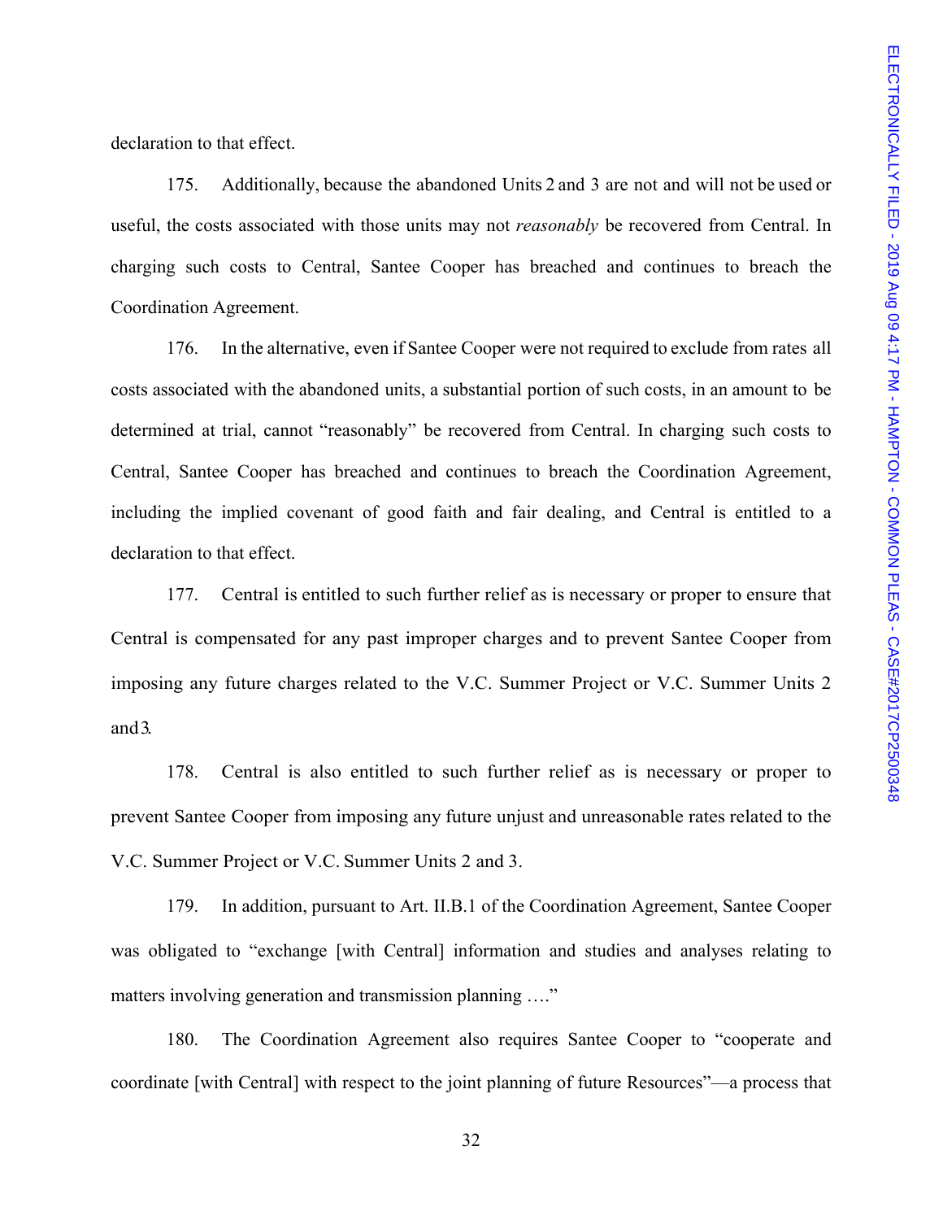declaration to that effect.

175. Additionally, because the abandoned Units 2 and 3 are not and will not be used or useful, the costs associated with those units may not *reasonably* be recovered from Central. In charging such costs to Central, Santee Cooper has breached and continues to breach the Coordination Agreement.

176. In the alternative, even if Santee Cooper were not required to exclude from rates all costs associated with the abandoned units, a substantial portion of such costs, in an amount to be determined at trial, cannot "reasonably" be recovered from Central. In charging such costs to Central, Santee Cooper has breached and continues to breach the Coordination Agreement, including the implied covenant of good faith and fair dealing, and Central is entitled to a declaration to that effect.

177. Central is entitled to such further relief as is necessary or proper to ensure that Central is compensated for any past improper charges and to prevent Santee Cooper from imposing any future charges related to the V.C. Summer Project or V.C. Summer Units 2 and 3.

178. Central is also entitled to such further relief as is necessary or proper to prevent Santee Cooper from imposing any future unjust and unreasonable rates related to the V.C. Summer Project or V.C. Summer Units 2 and 3.

179. In addition, pursuant to Art. II.B.1 of the Coordination Agreement, Santee Cooper was obligated to "exchange [with Central] information and studies and analyses relating to matters involving generation and transmission planning …."

180. The Coordination Agreement also requires Santee Cooper to "cooperate and coordinate [with Central] with respect to the joint planning of future Resources"—a process that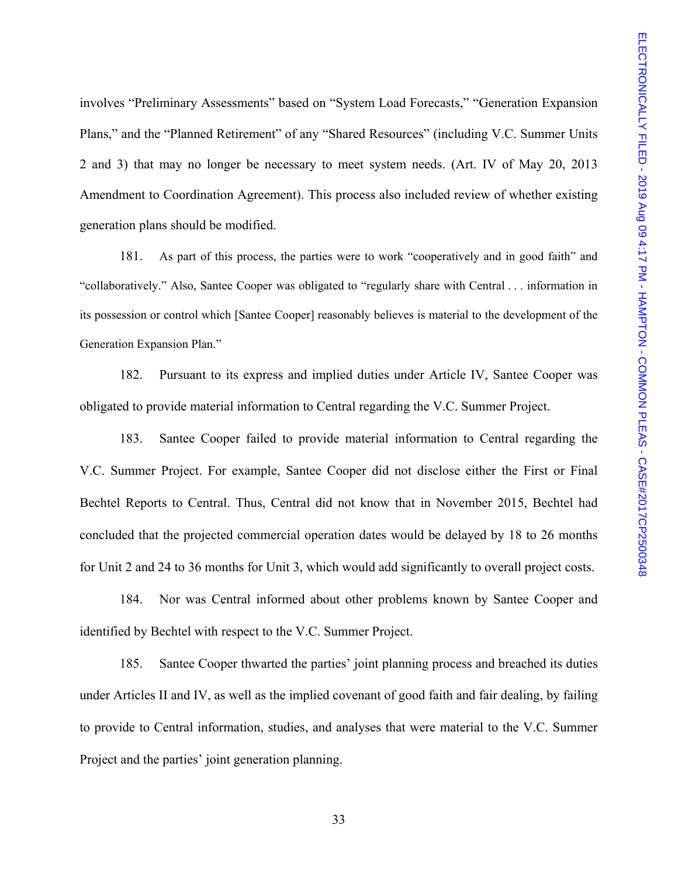involves "Preliminary Assessments" based on "System Load Forecasts," "Generation Expansion Plans," and the "Planned Retirement" of any "Shared Resources" (including V.C. Summer Units 2 and 3) that may no longer be necessary to meet system needs. (Art. IV of May 20, 2013 Amendment to Coordination Agreement). This process also included review of whether existing generation plans should be modified.

181. As part of this process, the parties were to work "cooperatively and in good faith" and "collaboratively." Also, Santee Cooper was obligated to "regularly share with Central . . . information in its possession or control which [Santee Cooper] reasonably believes is material to the development of the Generation Expansion Plan."

182. Pursuant to its express and implied duties under Article IV, Santee Cooper was obligated to provide material information to Central regarding the V.C. Summer Project.

183. Santee Cooper failed to provide material information to Central regarding the V.C. Summer Project. For example, Santee Cooper did not disclose either the First or Final Bechtel Reports to Central. Thus, Central did not know that in November 2015, Bechtel had concluded that the projected commercial operation dates would be delayed by 18 to 26 months for Unit 2 and 24 to 36 months for Unit 3, which would add significantly to overall project costs.

184. Nor was Central informed about other problems known by Santee Cooper and identified by Bechtel with respect to the V.C. Summer Project.

185. Santee Cooper thwarted the parties' joint planning process and breached its duties under Articles II and IV, as well as the implied covenant of good faith and fair dealing, by failing to provide to Central information, studies, and analyses that were material to the V.C. Summer Project and the parties' joint generation planning.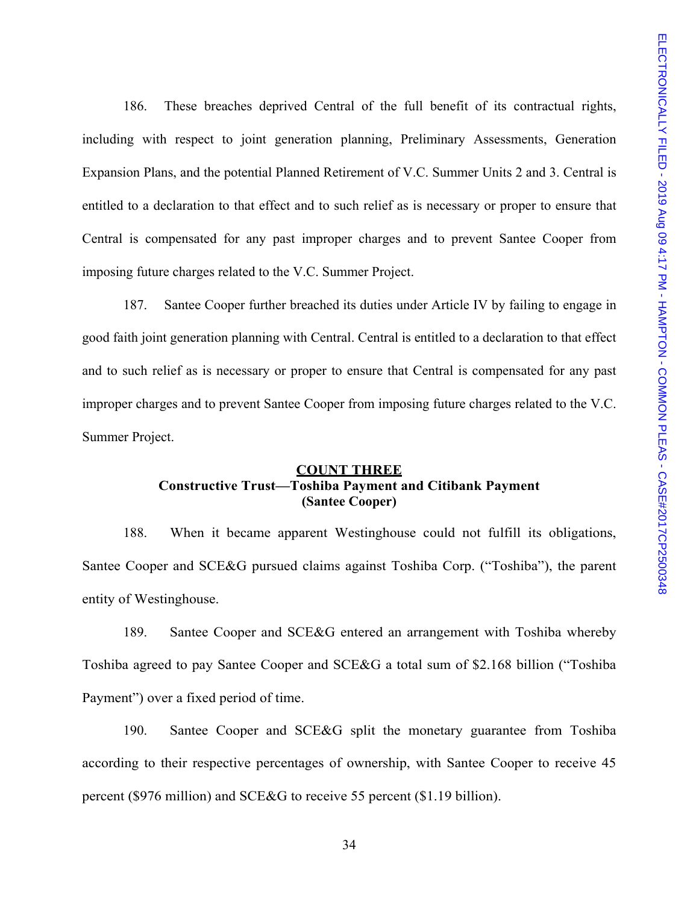186. These breaches deprived Central of the full benefit of its contractual rights, including with respect to joint generation planning, Preliminary Assessments, Generation Expansion Plans, and the potential Planned Retirement of V.C. Summer Units 2 and 3. Central is entitled to a declaration to that effect and to such relief as is necessary or proper to ensure that Central is compensated for any past improper charges and to prevent Santee Cooper from imposing future charges related to the V.C. Summer Project.

187. Santee Cooper further breached its duties under Article IV by failing to engage in good faith joint generation planning with Central. Central is entitled to a declaration to that effect and to such relief as is necessary or proper to ensure that Central is compensated for any past improper charges and to prevent Santee Cooper from imposing future charges related to the V.C. Summer Project.

**COUNT THREE**
**Constructive Trust—Toshiba Payment and Citibank Payment**
**(Santee Cooper)**

188. When it became apparent Westinghouse could not fulfill its obligations, Santee Cooper and SCE&G pursued claims against Toshiba Corp. ("Toshiba"), the parent entity of Westinghouse.

189. Santee Cooper and SCE&G entered an arrangement with Toshiba whereby Toshiba agreed to pay Santee Cooper and SCE&G a total sum of $2.168 billion ("Toshiba Payment") over a fixed period of time.

190. Santee Cooper and SCE&G split the monetary guarantee from Toshiba according to their respective percentages of ownership, with Santee Cooper to receive 45 percent ($976 million) and SCE&G to receive 55 percent ($1.19 billion).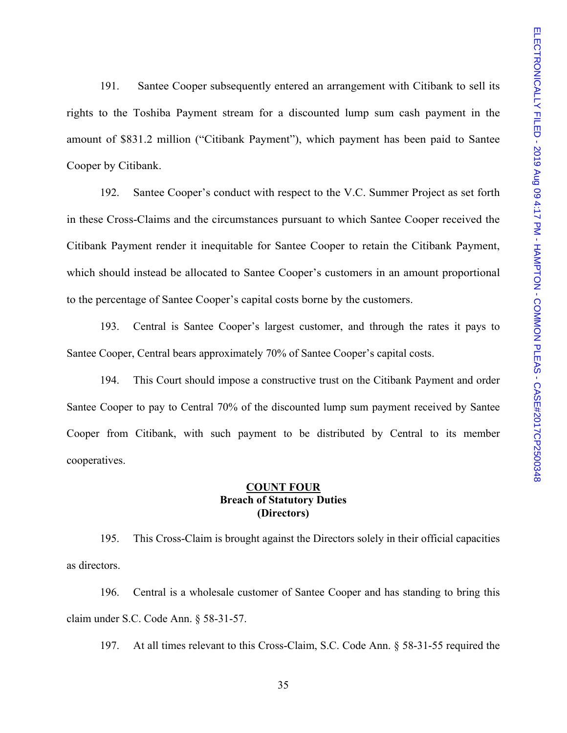191. Santee Cooper subsequently entered an arrangement with Citibank to sell its rights to the Toshiba Payment stream for a discounted lump sum cash payment in the amount of $831.2 million ("Citibank Payment"), which payment has been paid to Santee Cooper by Citibank.

192. Santee Cooper's conduct with respect to the V.C. Summer Project as set forth in these Cross-Claims and the circumstances pursuant to which Santee Cooper received the Citibank Payment render it inequitable for Santee Cooper to retain the Citibank Payment, which should instead be allocated to Santee Cooper's customers in an amount proportional to the percentage of Santee Cooper's capital costs borne by the customers.

193. Central is Santee Cooper's largest customer, and through the rates it pays to Santee Cooper, Central bears approximately 70% of Santee Cooper's capital costs.

194. This Court should impose a constructive trust on the Citibank Payment and order Santee Cooper to pay to Central 70% of the discounted lump sum payment received by Santee Cooper from Citibank, with such payment to be distributed by Central to its member cooperatives.

**<u>COUNT FOUR</u>**
**Breach of Statutory Duties**
**(Directors)**

195. This Cross-Claim is brought against the Directors solely in their official capacities as directors.

196. Central is a wholesale customer of Santee Cooper and has standing to bring this claim under S.C. Code Ann. § 58-31-57.

197. At all times relevant to this Cross-Claim, S.C. Code Ann. § 58-31-55 required the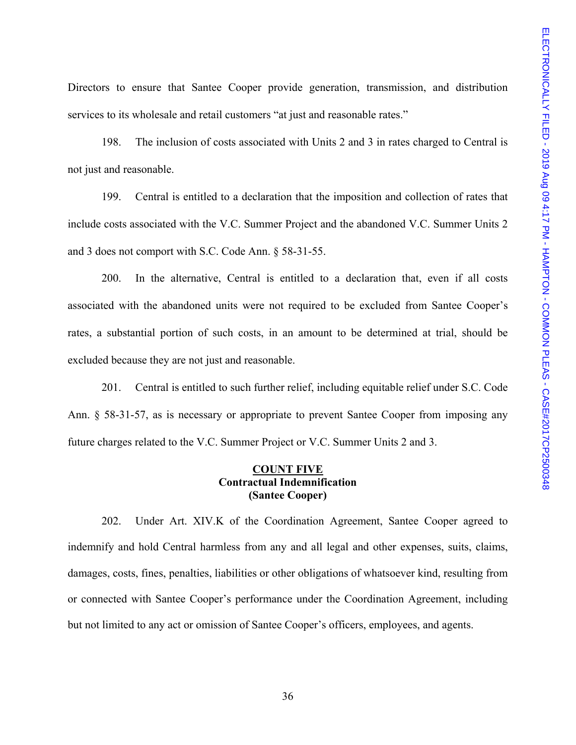Directors to ensure that Santee Cooper provide generation, transmission, and distribution services to its wholesale and retail customers "at just and reasonable rates."

198. The inclusion of costs associated with Units 2 and 3 in rates charged to Central is not just and reasonable.

199. Central is entitled to a declaration that the imposition and collection of rates that include costs associated with the V.C. Summer Project and the abandoned V.C. Summer Units 2 and 3 does not comport with S.C. Code Ann. § 58-31-55.

200. In the alternative, Central is entitled to a declaration that, even if all costs associated with the abandoned units were not required to be excluded from Santee Cooper's rates, a substantial portion of such costs, in an amount to be determined at trial, should be excluded because they are not just and reasonable.

201. Central is entitled to such further relief, including equitable relief under S.C. Code Ann. § 58-31-57, as is necessary or appropriate to prevent Santee Cooper from imposing any future charges related to the V.C. Summer Project or V.C. Summer Units 2 and 3.

## COUNT FIVE
**Contractual Indemnification**
**(Santee Cooper)**

202. Under Art. XIV.K of the Coordination Agreement, Santee Cooper agreed to indemnify and hold Central harmless from any and all legal and other expenses, suits, claims, damages, costs, fines, penalties, liabilities or other obligations of whatsoever kind, resulting from or connected with Santee Cooper's performance under the Coordination Agreement, including but not limited to any act or omission of Santee Cooper's officers, employees, and agents.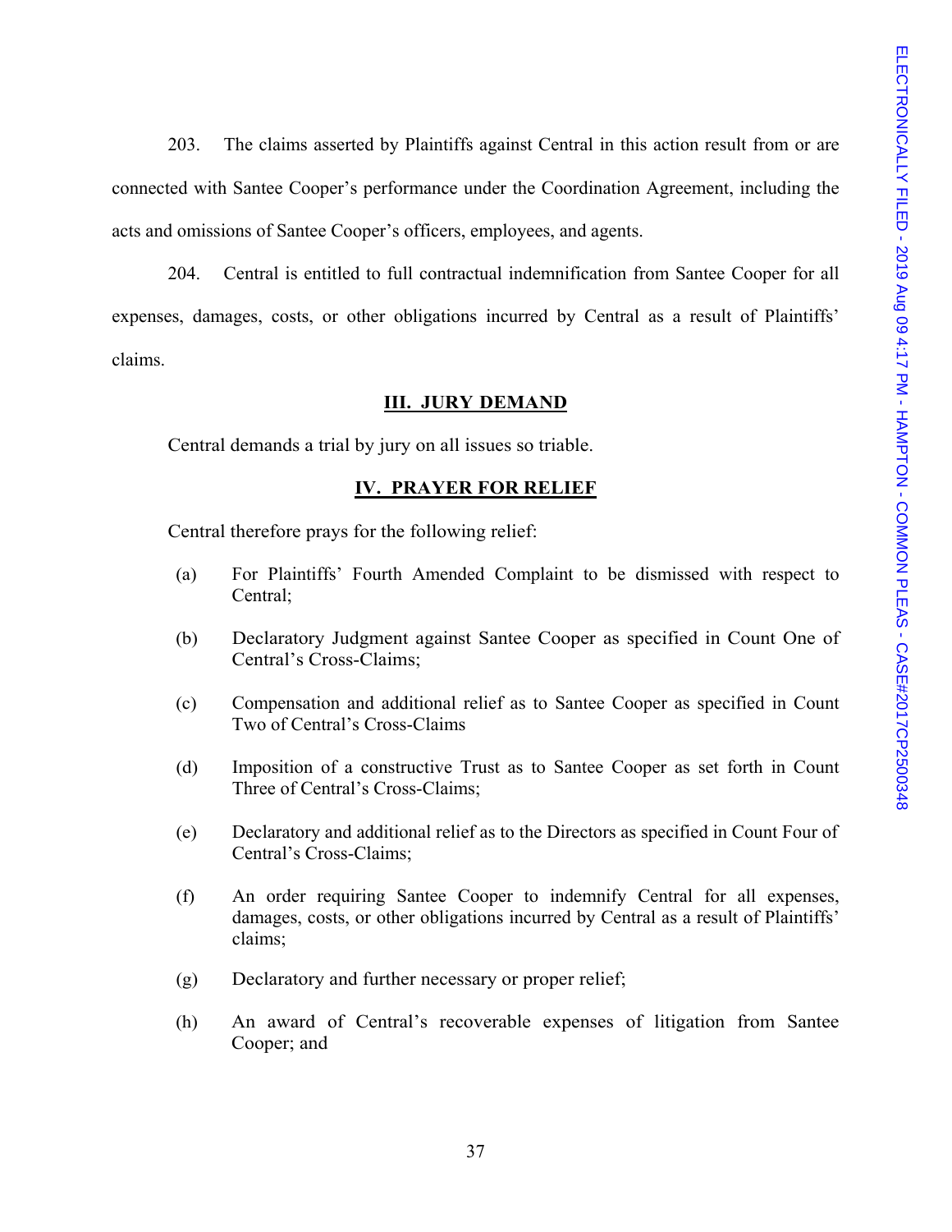203. The claims asserted by Plaintiffs against Central in this action result from or are connected with Santee Cooper's performance under the Coordination Agreement, including the acts and omissions of Santee Cooper's officers, employees, and agents.

204. Central is entitled to full contractual indemnification from Santee Cooper for all expenses, damages, costs, or other obligations incurred by Central as a result of Plaintiffs' claims.

## III. JURY DEMAND

Central demands a trial by jury on all issues so triable.

## IV. PRAYER FOR RELIEF

Central therefore prays for the following relief:

(a) For Plaintiffs' Fourth Amended Complaint to be dismissed with respect to Central;

(b) Declaratory Judgment against Santee Cooper as specified in Count One of Central's Cross-Claims;

(c) Compensation and additional relief as to Santee Cooper as specified in Count Two of Central's Cross-Claims

(d) Imposition of a constructive Trust as to Santee Cooper as set forth in Count Three of Central's Cross-Claims;

(e) Declaratory and additional relief as to the Directors as specified in Count Four of Central's Cross-Claims;

(f) An order requiring Santee Cooper to indemnify Central for all expenses, damages, costs, or other obligations incurred by Central as a result of Plaintiffs' claims;

(g) Declaratory and further necessary or proper relief;

(h) An award of Central's recoverable expenses of litigation from Santee Cooper; and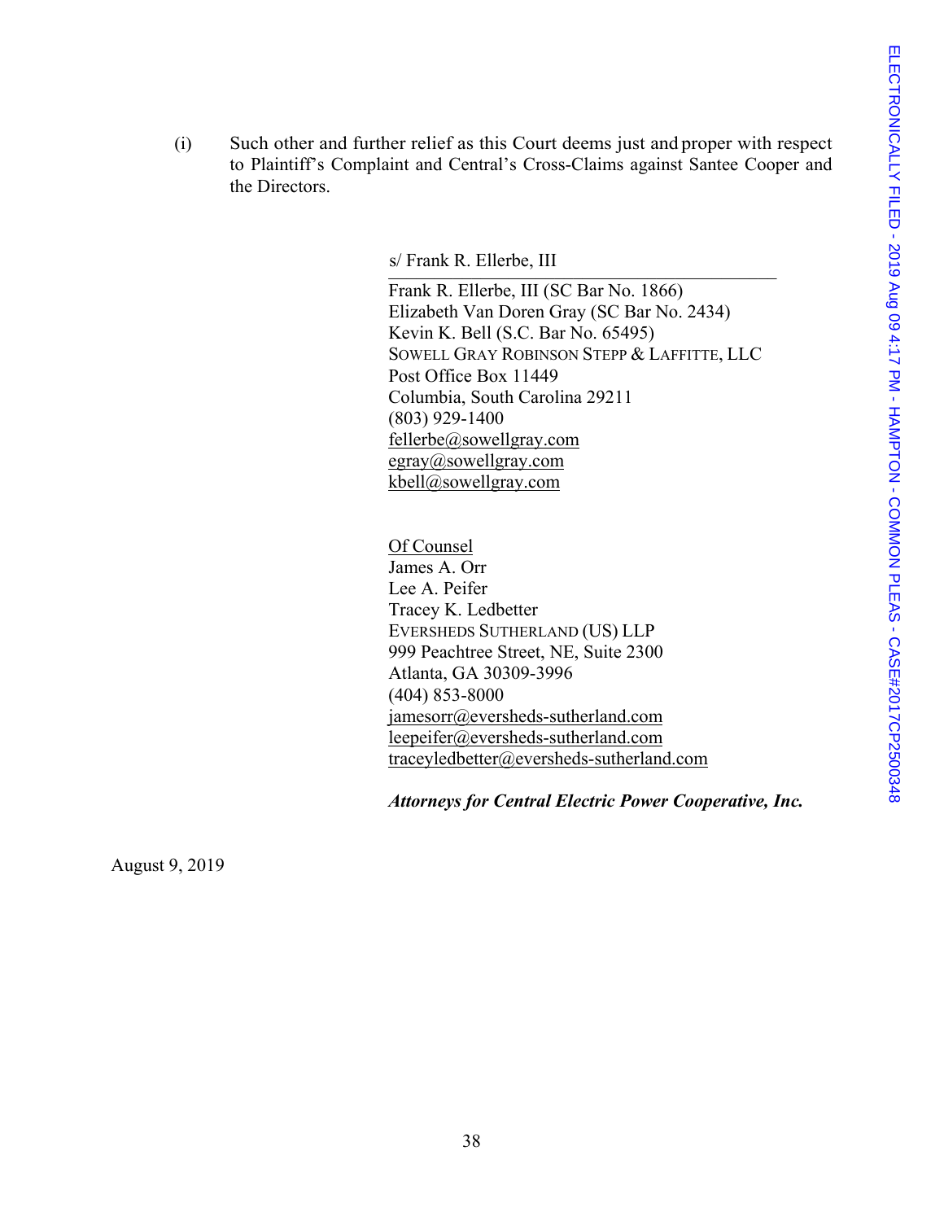(i) Such other and further relief as this Court deems just and proper with respect to Plaintiff's Complaint and Central's Cross-Claims against Santee Cooper and the Directors.

s/ Frank R. Ellerbe, III

Frank R. Ellerbe, III (SC Bar No. 1866)
Elizabeth Van Doren Gray (SC Bar No. 2434)
Kevin K. Bell (S.C. Bar No. 65495)
SOWELL GRAY ROBINSON STEPP & LAFFITTE, LLC
Post Office Box 11449
Columbia, South Carolina 29211
(803) 929-1400
fellerbe@sowellgray.com
egray@sowellgray.com
kbell@sowellgray.com

Of Counsel
James A. Orr
Lee A. Peifer
Tracey K. Ledbetter
EVERSHEDS SUTHERLAND (US) LLP
999 Peachtree Street, NE, Suite 2300
Atlanta, GA 30309-3996
(404) 853-8000
jamesorr@eversheds-sutherland.com
leepeifer@eversheds-sutherland.com
traceyledbetter@eversheds-sutherland.com

***Attorneys for Central Electric Power Cooperative, Inc.***

August 9, 2019